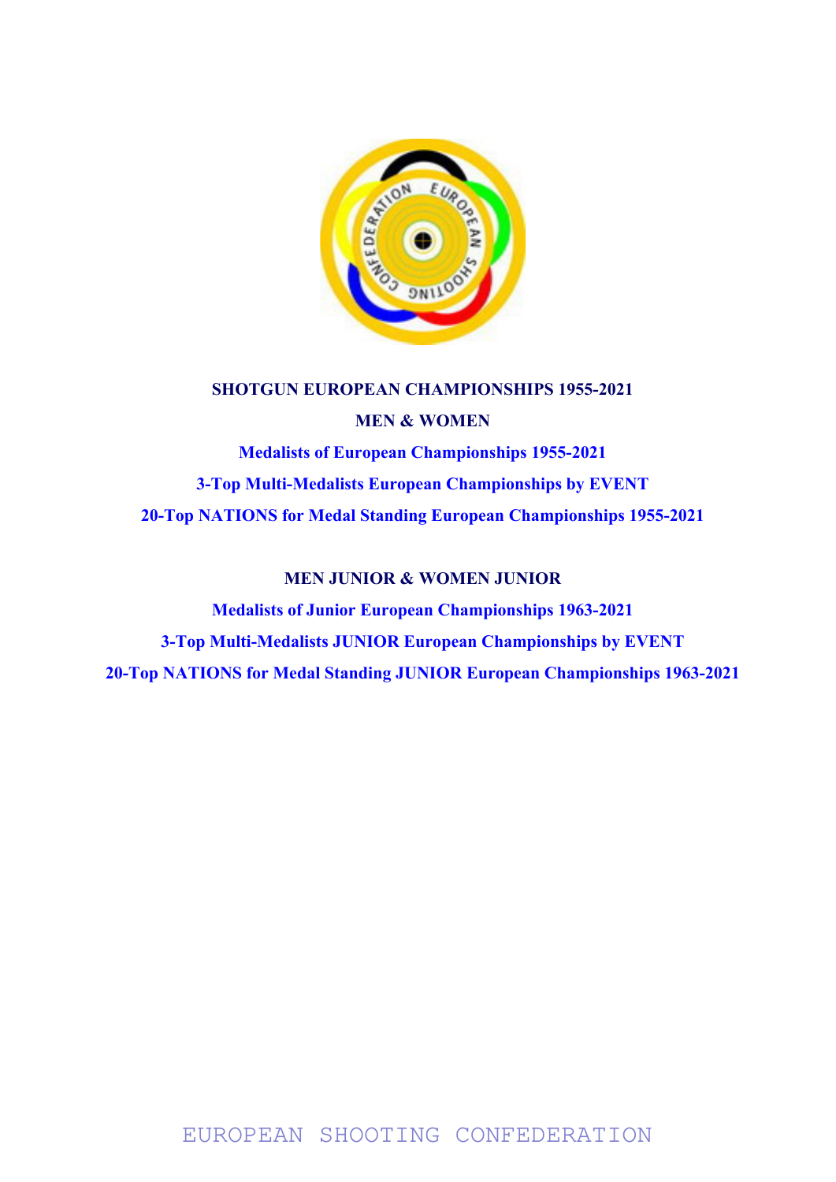# SHOTGUN EUROPEAN CHAMPIONSHIPS 1955-2021

## MEN & WOMEN

**Medalists of European Championships 1955-2021**

**3-Top Multi-Medalists European Championships by EVENT**

**20-Top NATIONS for Medal Standing European Championships 1955-2021**

## MEN JUNIOR & WOMEN JUNIOR

**Medalists of Junior European Championships 1963-2021**

**3-Top Multi-Medalists JUNIOR European Championships by EVENT**

**20-Top NATIONS for Medal Standing JUNIOR European Championships 1963-2021**

EUROPEAN SHOOTING CONFEDERATION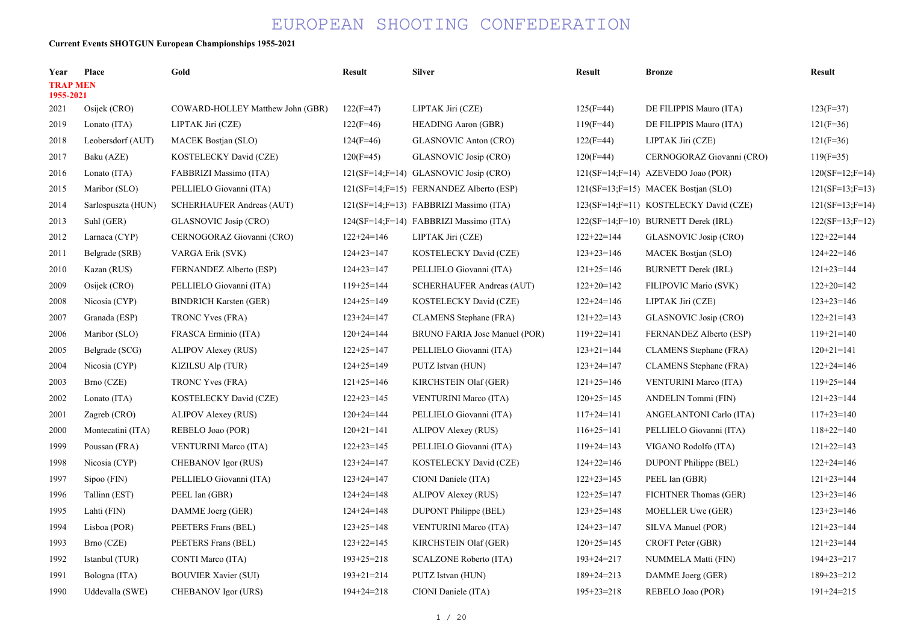# EUROPEAN SHOOTING CONFEDERATION

**Current Events SHOTGUN European Championships 1955-2021**

| Year | Place | Gold | Result | Silver | Result | Bronze | Result |
|---|---|---|---|---|---|---|---|
| **TRAP MEN 1955-2021** | | | | | | | |
| 2021 | Osijek (CRO) | COWARD-HOLLEY Matthew John (GBR) | 122(F=47) | LIPTAK Jiri (CZE) | 125(F=44) | DE FILIPPIS Mauro (ITA) | 123(F=37) |
| 2019 | Lonato (ITA) | LIPTAK Jiri (CZE) | 122(F=46) | HEADING Aaron (GBR) | 119(F=44) | DE FILIPPIS Mauro (ITA) | 121(F=36) |
| 2018 | Leobersdorf (AUT) | MACEK Bostjan (SLO) | 124(F=46) | GLASNOVIC Anton (CRO) | 122(F=44) | LIPTAK Jiri (CZE) | 121(F=36) |
| 2017 | Baku (AZE) | KOSTELECKY David (CZE) | 120(F=45) | GLASNOVIC Josip (CRO) | 120(F=44) | CERNOGORAZ Giovanni (CRO) | 119(F=35) |
| 2016 | Lonato (ITA) | FABBRIZI Massimo (ITA) | 121(SF=14;F=14) | GLASNOVIC Josip (CRO) | 121(SF=14;F=14) | AZEVEDO Joao (POR) | 120(SF=12;F=14) |
| 2015 | Maribor (SLO) | PELLIELO Giovanni (ITA) | 121(SF=14;F=15) | FERNANDEZ Alberto (ESP) | 121(SF=13;F=15) | MACEK Bostjan (SLO) | 121(SF=13;F=13) |
| 2014 | Sarlospuszta (HUN) | SCHERHAUFER Andreas (AUT) | 121(SF=14;F=13) | FABBRIZI Massimo (ITA) | 123(SF=14;F=11) | KOSTELECKY David (CZE) | 121(SF=13;F=14) |
| 2013 | Suhl (GER) | GLASNOVIC Josip (CRO) | 124(SF=14;F=14) | FABBRIZI Massimo (ITA) | 122(SF=14;F=10) | BURNETT Derek (IRL) | 122(SF=13;F=12) |
| 2012 | Larnaca (CYP) | CERNOGORAZ Giovanni (CRO) | 122+24=146 | LIPTAK Jiri (CZE) | 122+22=144 | GLASNOVIC Josip (CRO) | 122+22=144 |
| 2011 | Belgrade (SRB) | VARGA Erik (SVK) | 124+23=147 | KOSTELECKY David (CZE) | 123+23=146 | MACEK Bostjan (SLO) | 124+22=146 |
| 2010 | Kazan (RUS) | FERNANDEZ Alberto (ESP) | 124+23=147 | PELLIELO Giovanni (ITA) | 121+25=146 | BURNETT Derek (IRL) | 121+23=144 |
| 2009 | Osijek (CRO) | PELLIELO Giovanni (ITA) | 119+25=144 | SCHERHAUFER Andreas (AUT) | 122+20=142 | FILIPOVIC Mario (SVK) | 122+20=142 |
| 2008 | Nicosia (CYP) | BINDRICH Karsten (GER) | 124+25=149 | KOSTELECKY David (CZE) | 122+24=146 | LIPTAK Jiri (CZE) | 123+23=146 |
| 2007 | Granada (ESP) | TRONC Yves (FRA) | 123+24=147 | CLAMENS Stephane (FRA) | 121+22=143 | GLASNOVIC Josip (CRO) | 122+21=143 |
| 2006 | Maribor (SLO) | FRASCA Erminio (ITA) | 120+24=144 | BRUNO FARIA Jose Manuel (POR) | 119+22=141 | FERNANDEZ Alberto (ESP) | 119+21=140 |
| 2005 | Belgrade (SCG) | ALIPOV Alexey (RUS) | 122+25=147 | PELLIELO Giovanni (ITA) | 123+21=144 | CLAMENS Stephane (FRA) | 120+21=141 |
| 2004 | Nicosia (CYP) | KIZILSU Alp (TUR) | 124+25=149 | PUTZ Istvan (HUN) | 123+24=147 | CLAMENS Stephane (FRA) | 122+24=146 |
| 2003 | Brno (CZE) | TRONC Yves (FRA) | 121+25=146 | KIRCHSTEIN Olaf (GER) | 121+25=146 | VENTURINI Marco (ITA) | 119+25=144 |
| 2002 | Lonato (ITA) | KOSTELECKY David (CZE) | 122+23=145 | VENTURINI Marco (ITA) | 120+25=145 | ANDELIN Tommi (FIN) | 121+23=144 |
| 2001 | Zagreb (CRO) | ALIPOV Alexey (RUS) | 120+24=144 | PELLIELO Giovanni (ITA) | 117+24=141 | ANGELANTONI Carlo (ITA) | 117+23=140 |
| 2000 | Montecatini (ITA) | REBELO Joao (POR) | 120+21=141 | ALIPOV Alexey (RUS) | 116+25=141 | PELLIELO Giovanni (ITA) | 118+22=140 |
| 1999 | Poussan (FRA) | VENTURINI Marco (ITA) | 122+23=145 | PELLIELO Giovanni (ITA) | 119+24=143 | VIGANO Rodolfo (ITA) | 121+22=143 |
| 1998 | Nicosia (CYP) | CHEBANOV Igor (RUS) | 123+24=147 | KOSTELECKY David (CZE) | 124+22=146 | DUPONT Philippe (BEL) | 122+24=146 |
| 1997 | Sipoo (FIN) | PELLIELO Giovanni (ITA) | 123+24=147 | CIONI Daniele (ITA) | 122+23=145 | PEEL Ian (GBR) | 121+23=144 |
| 1996 | Tallinn (EST) | PEEL Ian (GBR) | 124+24=148 | ALIPOV Alexey (RUS) | 122+25=147 | FICHTNER Thomas (GER) | 123+23=146 |
| 1995 | Lahti (FIN) | DAMME Joerg (GER) | 124+24=148 | DUPONT Philippe (BEL) | 123+25=148 | MOELLER Uwe (GER) | 123+23=146 |
| 1994 | Lisboa (POR) | PEETERS Frans (BEL) | 123+25=148 | VENTURINI Marco (ITA) | 124+23=147 | SILVA Manuel (POR) | 121+23=144 |
| 1993 | Brno (CZE) | PEETERS Frans (BEL) | 123+22=145 | KIRCHSTEIN Olaf (GER) | 120+25=145 | CROFT Peter (GBR) | 121+23=144 |
| 1992 | Istanbul (TUR) | CONTI Marco (ITA) | 193+25=218 | SCALZONE Roberto (ITA) | 193+24=217 | NUMMELA Matti (FIN) | 194+23=217 |
| 1991 | Bologna (ITA) | BOUVIER Xavier (SUI) | 193+21=214 | PUTZ Istvan (HUN) | 189+24=213 | DAMME Joerg (GER) | 189+23=212 |
| 1990 | Uddevalla (SWE) | CHEBANOV Igor (URS) | 194+24=218 | CIONI Daniele (ITA) | 195+23=218 | REBELO Joao (POR) | 191+24=215 |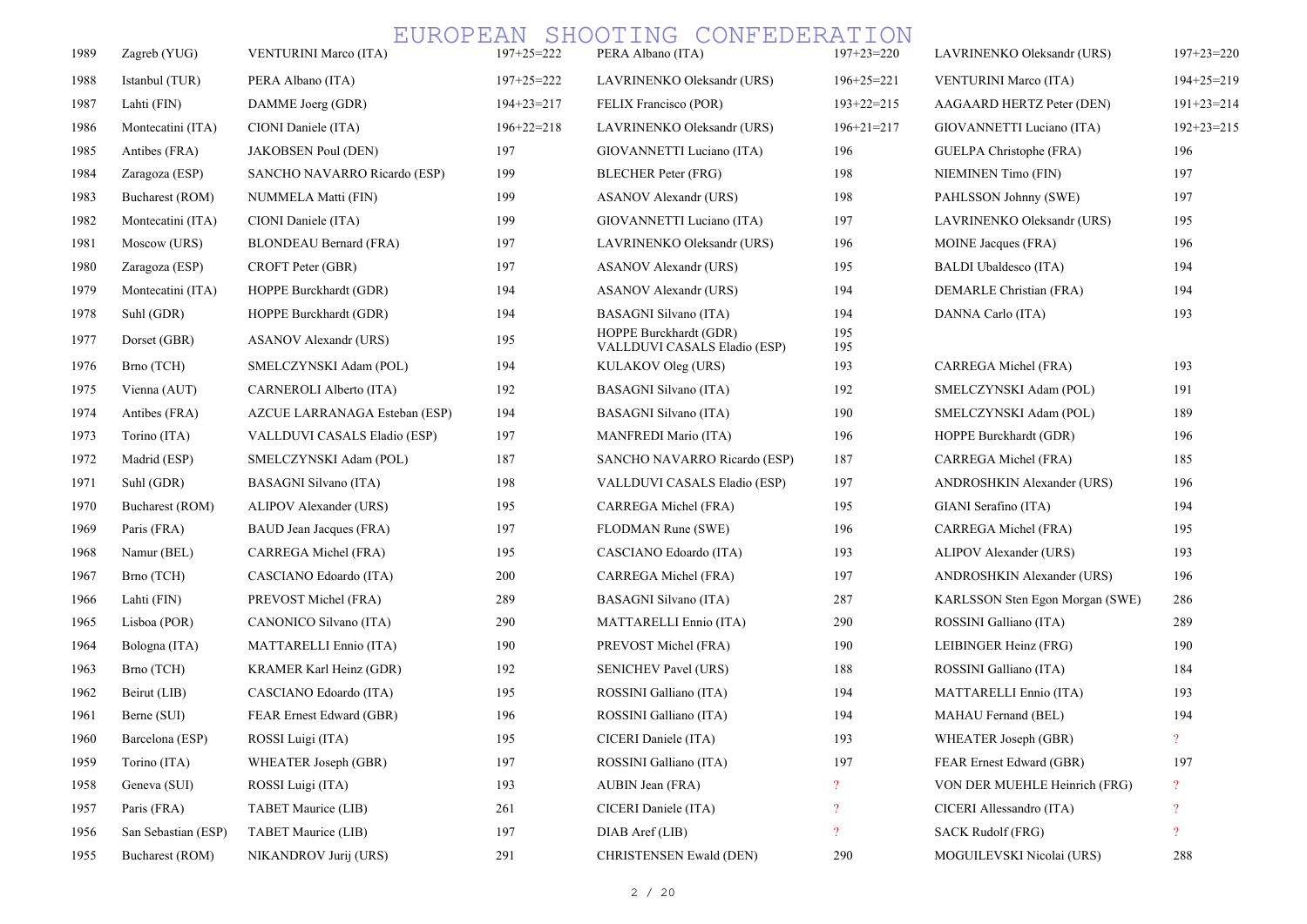# EUROPEAN SHOOTING CONFEDERATION

| | | | | | | | |
|---|---|---|---|---|---|---|---|
| 1989 | Zagreb (YUG) | VENTURINI Marco (ITA) | 197+25=222 | PERA Albano (ITA) | 197+23=220 | LAVRINENKO Oleksandr (URS) | 197+23=220 |
| 1988 | Istanbul (TUR) | PERA Albano (ITA) | 197+25=222 | LAVRINENKO Oleksandr (URS) | 196+25=221 | VENTURINI Marco (ITA) | 194+25=219 |
| 1987 | Lahti (FIN) | DAMME Joerg (GDR) | 194+23=217 | FELIX Francisco (POR) | 193+22=215 | AAGAARD HERTZ Peter (DEN) | 191+23=214 |
| 1986 | Montecatini (ITA) | CIONI Daniele (ITA) | 196+22=218 | LAVRINENKO Oleksandr (URS) | 196+21=217 | GIOVANNETTI Luciano (ITA) | 192+23=215 |
| 1985 | Antibes (FRA) | JAKOBSEN Poul (DEN) | 197 | GIOVANNETTI Luciano (ITA) | 196 | GUELPA Christophe (FRA) | 196 |
| 1984 | Zaragoza (ESP) | SANCHO NAVARRO Ricardo (ESP) | 199 | BLECHER Peter (FRG) | 198 | NIEMINEN Timo (FIN) | 197 |
| 1983 | Bucharest (ROM) | NUMMELA Matti (FIN) | 199 | ASANOV Alexandr (URS) | 198 | PAHLSSON Johnny (SWE) | 197 |
| 1982 | Montecatini (ITA) | CIONI Daniele (ITA) | 199 | GIOVANNETTI Luciano (ITA) | 197 | LAVRINENKO Oleksandr (URS) | 195 |
| 1981 | Moscow (URS) | BLONDEAU Bernard (FRA) | 197 | LAVRINENKO Oleksandr (URS) | 196 | MOINE Jacques (FRA) | 196 |
| 1980 | Zaragoza (ESP) | CROFT Peter (GBR) | 197 | ASANOV Alexandr (URS) | 195 | BALDI Ubaldesco (ITA) | 194 |
| 1979 | Montecatini (ITA) | HOPPE Burckhardt (GDR) | 194 | ASANOV Alexandr (URS) | 194 | DEMARLE Christian (FRA) | 194 |
| 1978 | Suhl (GDR) | HOPPE Burckhardt (GDR) | 194 | BASAGNI Silvano (ITA) | 194 | DANNA Carlo (ITA) | 193 |
| 1977 | Dorset (GBR) | ASANOV Alexandr (URS) | 195 | HOPPE Burckhardt (GDR)<br>VALLDUVI CASALS Eladio (ESP) | 195<br>195 | | |
| 1976 | Brno (TCH) | SMELCZYNSKI Adam (POL) | 194 | KULAKOV Oleg (URS) | 193 | CARREGA Michel (FRA) | 193 |
| 1975 | Vienna (AUT) | CARNEROLI Alberto (ITA) | 192 | BASAGNI Silvano (ITA) | 192 | SMELCZYNSKI Adam (POL) | 191 |
| 1974 | Antibes (FRA) | AZCUE LARRANAGA Esteban (ESP) | 194 | BASAGNI Silvano (ITA) | 190 | SMELCZYNSKI Adam (POL) | 189 |
| 1973 | Torino (ITA) | VALLDUVI CASALS Eladio (ESP) | 197 | MANFREDI Mario (ITA) | 196 | HOPPE Burckhardt (GDR) | 196 |
| 1972 | Madrid (ESP) | SMELCZYNSKI Adam (POL) | 187 | SANCHO NAVARRO Ricardo (ESP) | 187 | CARREGA Michel (FRA) | 185 |
| 1971 | Suhl (GDR) | BASAGNI Silvano (ITA) | 198 | VALLDUVI CASALS Eladio (ESP) | 197 | ANDROSHKIN Alexander (URS) | 196 |
| 1970 | Bucharest (ROM) | ALIPOV Alexander (URS) | 195 | CARREGA Michel (FRA) | 195 | GIANI Serafino (ITA) | 194 |
| 1969 | Paris (FRA) | BAUD Jean Jacques (FRA) | 197 | FLODMAN Rune (SWE) | 196 | CARREGA Michel (FRA) | 195 |
| 1968 | Namur (BEL) | CARREGA Michel (FRA) | 195 | CASCIANO Edoardo (ITA) | 193 | ALIPOV Alexander (URS) | 193 |
| 1967 | Brno (TCH) | CASCIANO Edoardo (ITA) | 200 | CARREGA Michel (FRA) | 197 | ANDROSHKIN Alexander (URS) | 196 |
| 1966 | Lahti (FIN) | PREVOST Michel (FRA) | 289 | BASAGNI Silvano (ITA) | 287 | KARLSSON Sten Egon Morgan (SWE) | 286 |
| 1965 | Lisboa (POR) | CANONICO Silvano (ITA) | 290 | MATTARELLI Ennio (ITA) | 290 | ROSSINI Galliano (ITA) | 289 |
| 1964 | Bologna (ITA) | MATTARELLI Ennio (ITA) | 190 | PREVOST Michel (FRA) | 190 | LEIBINGER Heinz (FRG) | 190 |
| 1963 | Brno (TCH) | KRAMER Karl Heinz (GDR) | 192 | SENICHEV Pavel (URS) | 188 | ROSSINI Galliano (ITA) | 184 |
| 1962 | Beirut (LIB) | CASCIANO Edoardo (ITA) | 195 | ROSSINI Galliano (ITA) | 194 | MATTARELLI Ennio (ITA) | 193 |
| 1961 | Berne (SUI) | FEAR Ernest Edward (GBR) | 196 | ROSSINI Galliano (ITA) | 194 | MAHAU Fernand (BEL) | 194 |
| 1960 | Barcelona (ESP) | ROSSI Luigi (ITA) | 195 | CICERI Daniele (ITA) | 193 | WHEATER Joseph (GBR) | ? |
| 1959 | Torino (ITA) | WHEATER Joseph (GBR) | 197 | ROSSINI Galliano (ITA) | 197 | FEAR Ernest Edward (GBR) | 197 |
| 1958 | Geneva (SUI) | ROSSI Luigi (ITA) | 193 | AUBIN Jean (FRA) | ? | VON DER MUEHLE Heinrich (FRG) | ? |
| 1957 | Paris (FRA) | TABET Maurice (LIB) | 261 | CICERI Daniele (ITA) | ? | CICERI Allessandro (ITA) | ? |
| 1956 | San Sebastian (ESP) | TABET Maurice (LIB) | 197 | DIAB Aref (LIB) | ? | SACK Rudolf (FRG) | ? |
| 1955 | Bucharest (ROM) | NIKANDROV Jurij (URS) | 291 | CHRISTENSEN Ewald (DEN) | 290 | MOGUILEVSKI Nicolai (URS) | 288 |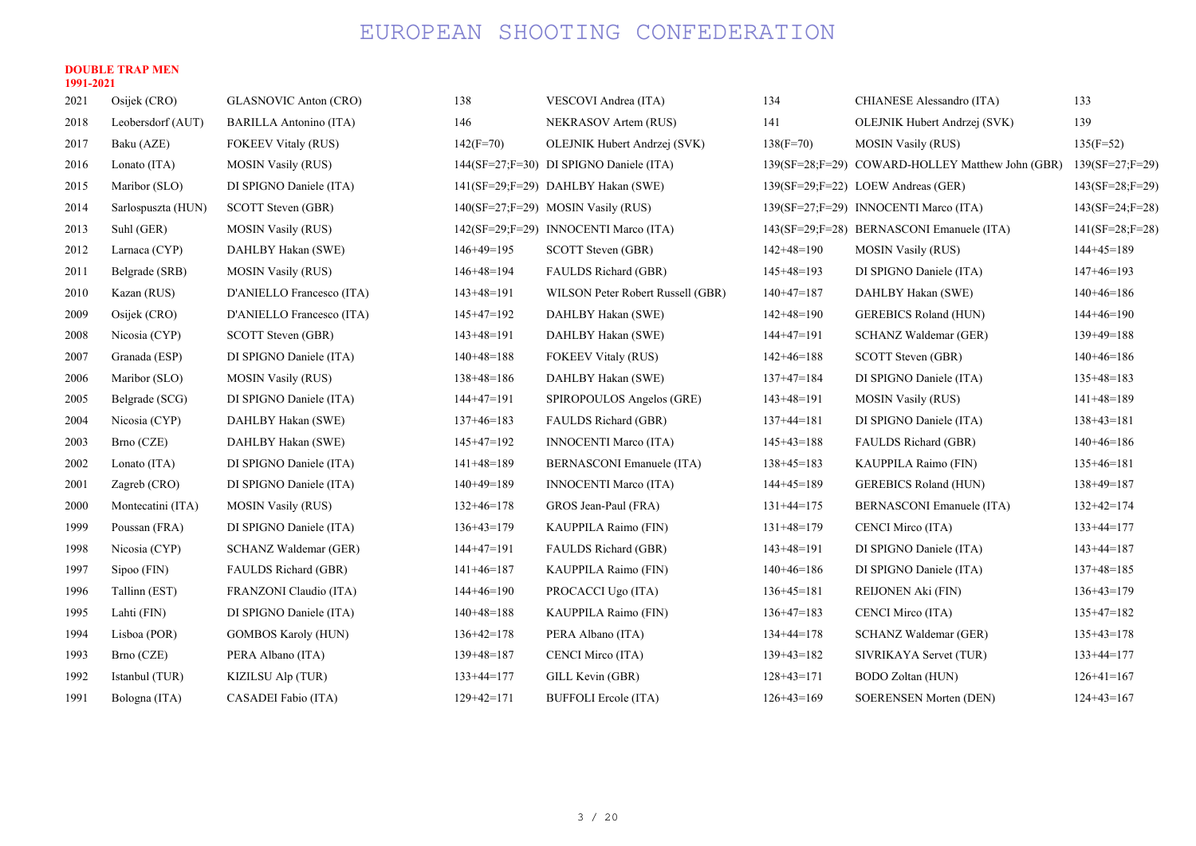# EUROPEAN SHOOTING CONFEDERATION

**DOUBLE TRAP MEN**
**1991-2021**

| Year | Venue | Gold | Score | Silver | Score | Bronze | Score |
|---|---|---|---|---|---|---|---|
| 2021 | Osijek (CRO) | GLASNOVIC Anton (CRO) | 138 | VESCOVI Andrea (ITA) | 134 | CHIANESE Alessandro (ITA) | 133 |
| 2018 | Leobersdorf (AUT) | BARILLA Antonino (ITA) | 146 | NEKRASOV Artem (RUS) | 141 | OLEJNIK Hubert Andrzej (SVK) | 139 |
| 2017 | Baku (AZE) | FOKEEV Vitaly (RUS) | 142(F=70) | OLEJNIK Hubert Andrzej (SVK) | 138(F=70) | MOSIN Vasily (RUS) | 135(F=52) |
| 2016 | Lonato (ITA) | MOSIN Vasily (RUS) | 144(SF=27;F=30) | DI SPIGNO Daniele (ITA) | 139(SF=28;F=29) | COWARD-HOLLEY Matthew John (GBR) | 139(SF=27;F=29) |
| 2015 | Maribor (SLO) | DI SPIGNO Daniele (ITA) | 141(SF=29;F=29) | DAHLBY Hakan (SWE) | 139(SF=29;F=22) | LOEW Andreas (GER) | 143(SF=28;F=29) |
| 2014 | Sarlospuszta (HUN) | SCOTT Steven (GBR) | 140(SF=27;F=29) | MOSIN Vasily (RUS) | 139(SF=27;F=29) | INNOCENTI Marco (ITA) | 143(SF=24;F=28) |
| 2013 | Suhl (GER) | MOSIN Vasily (RUS) | 142(SF=29;F=29) | INNOCENTI Marco (ITA) | 143(SF=29;F=28) | BERNASCONI Emanuele (ITA) | 141(SF=28;F=28) |
| 2012 | Larnaca (CYP) | DAHLBY Hakan (SWE) | 146+49=195 | SCOTT Steven (GBR) | 142+48=190 | MOSIN Vasily (RUS) | 144+45=189 |
| 2011 | Belgrade (SRB) | MOSIN Vasily (RUS) | 146+48=194 | FAULDS Richard (GBR) | 145+48=193 | DI SPIGNO Daniele (ITA) | 147+46=193 |
| 2010 | Kazan (RUS) | D'ANIELLO Francesco (ITA) | 143+48=191 | WILSON Peter Robert Russell (GBR) | 140+47=187 | DAHLBY Hakan (SWE) | 140+46=186 |
| 2009 | Osijek (CRO) | D'ANIELLO Francesco (ITA) | 145+47=192 | DAHLBY Hakan (SWE) | 142+48=190 | GEREBICS Roland (HUN) | 144+46=190 |
| 2008 | Nicosia (CYP) | SCOTT Steven (GBR) | 143+48=191 | DAHLBY Hakan (SWE) | 144+47=191 | SCHANZ Waldemar (GER) | 139+49=188 |
| 2007 | Granada (ESP) | DI SPIGNO Daniele (ITA) | 140+48=188 | FOKEEV Vitaly (RUS) | 142+46=188 | SCOTT Steven (GBR) | 140+46=186 |
| 2006 | Maribor (SLO) | MOSIN Vasily (RUS) | 138+48=186 | DAHLBY Hakan (SWE) | 137+47=184 | DI SPIGNO Daniele (ITA) | 135+48=183 |
| 2005 | Belgrade (SCG) | DI SPIGNO Daniele (ITA) | 144+47=191 | SPIROPOULOS Angelos (GRE) | 143+48=191 | MOSIN Vasily (RUS) | 141+48=189 |
| 2004 | Nicosia (CYP) | DAHLBY Hakan (SWE) | 137+46=183 | FAULDS Richard (GBR) | 137+44=181 | DI SPIGNO Daniele (ITA) | 138+43=181 |
| 2003 | Brno (CZE) | DAHLBY Hakan (SWE) | 145+47=192 | INNOCENTI Marco (ITA) | 145+43=188 | FAULDS Richard (GBR) | 140+46=186 |
| 2002 | Lonato (ITA) | DI SPIGNO Daniele (ITA) | 141+48=189 | BERNASCONI Emanuele (ITA) | 138+45=183 | KAUPPILA Raimo (FIN) | 135+46=181 |
| 2001 | Zagreb (CRO) | DI SPIGNO Daniele (ITA) | 140+49=189 | INNOCENTI Marco (ITA) | 144+45=189 | GEREBICS Roland (HUN) | 138+49=187 |
| 2000 | Montecatini (ITA) | MOSIN Vasily (RUS) | 132+46=178 | GROS Jean-Paul (FRA) | 131+44=175 | BERNASCONI Emanuele (ITA) | 132+42=174 |
| 1999 | Poussan (FRA) | DI SPIGNO Daniele (ITA) | 136+43=179 | KAUPPILA Raimo (FIN) | 131+48=179 | CENCI Mirco (ITA) | 133+44=177 |
| 1998 | Nicosia (CYP) | SCHANZ Waldemar (GER) | 144+47=191 | FAULDS Richard (GBR) | 143+48=191 | DI SPIGNO Daniele (ITA) | 143+44=187 |
| 1997 | Sipoo (FIN) | FAULDS Richard (GBR) | 141+46=187 | KAUPPILA Raimo (FIN) | 140+46=186 | DI SPIGNO Daniele (ITA) | 137+48=185 |
| 1996 | Tallinn (EST) | FRANZONI Claudio (ITA) | 144+46=190 | PROCACCI Ugo (ITA) | 136+45=181 | REIJONEN Aki (FIN) | 136+43=179 |
| 1995 | Lahti (FIN) | DI SPIGNO Daniele (ITA) | 140+48=188 | KAUPPILA Raimo (FIN) | 136+47=183 | CENCI Mirco (ITA) | 135+47=182 |
| 1994 | Lisboa (POR) | GOMBOS Karoly (HUN) | 136+42=178 | PERA Albano (ITA) | 134+44=178 | SCHANZ Waldemar (GER) | 135+43=178 |
| 1993 | Brno (CZE) | PERA Albano (ITA) | 139+48=187 | CENCI Mirco (ITA) | 139+43=182 | SIVRIKAYA Servet (TUR) | 133+44=177 |
| 1992 | Istanbul (TUR) | KIZILSU Alp (TUR) | 133+44=177 | GILL Kevin (GBR) | 128+43=171 | BODO Zoltan (HUN) | 126+41=167 |
| 1991 | Bologna (ITA) | CASADEI Fabio (ITA) | 129+42=171 | BUFFOLI Ercole (ITA) | 126+43=169 | SOERENSEN Morten (DEN) | 124+43=167 |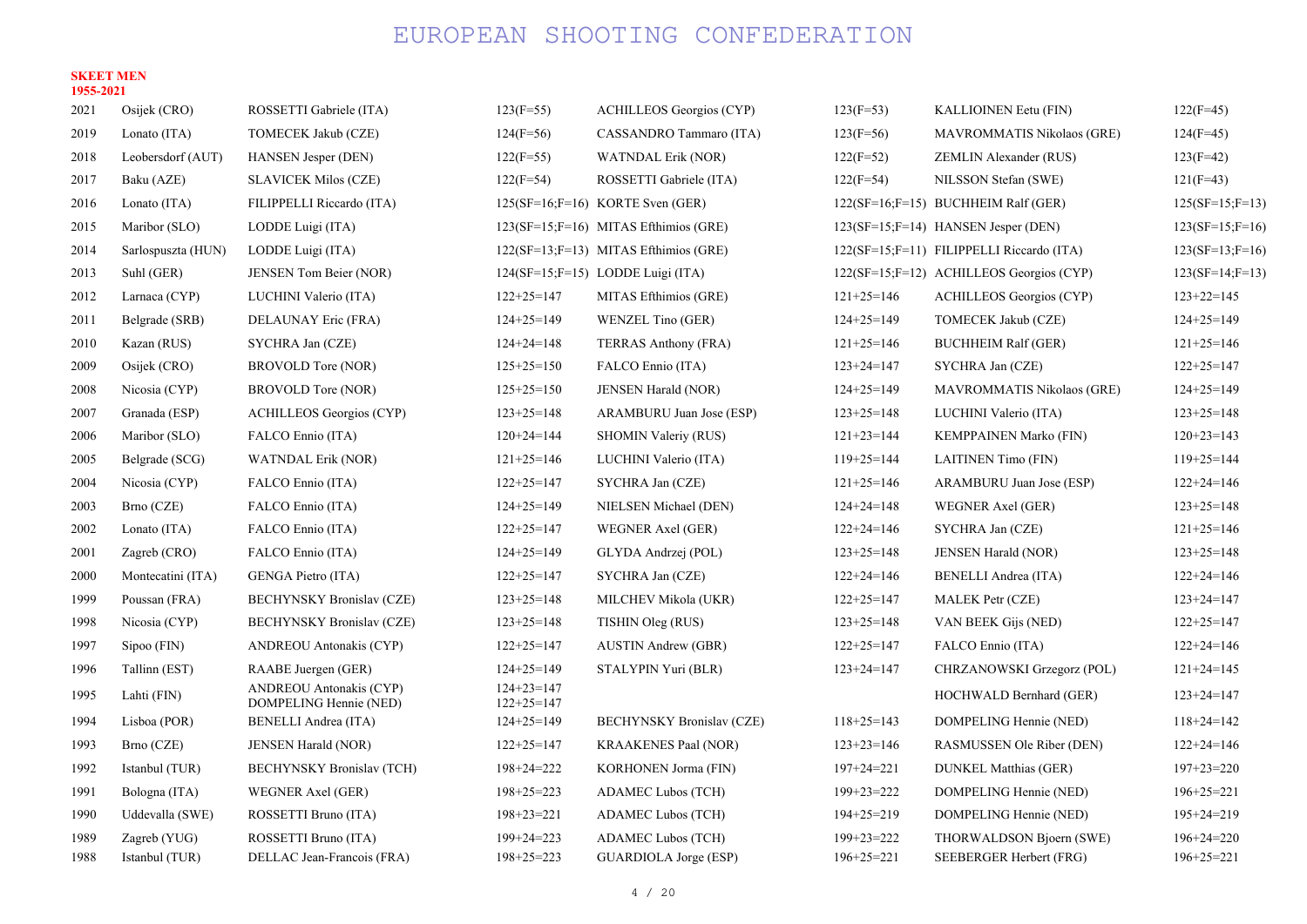# EUROPEAN SHOOTING CONFEDERATION

**SKEET MEN**
**1955-2021**

| Year | Venue | Gold | Score | Silver | Score | Bronze | Score |
|---|---|---|---|---|---|---|---|
| 2021 | Osijek (CRO) | ROSSETTI Gabriele (ITA) | 123(F=55) | ACHILLEOS Georgios (CYP) | 123(F=53) | KALLIOINEN Eetu (FIN) | 122(F=45) |
| 2019 | Lonato (ITA) | TOMECEK Jakub (CZE) | 124(F=56) | CASSANDRO Tammaro (ITA) | 123(F=56) | MAVROMMATIS Nikolaos (GRE) | 124(F=45) |
| 2018 | Leobersdorf (AUT) | HANSEN Jesper (DEN) | 122(F=55) | WATNDAL Erik (NOR) | 122(F=52) | ZEMLIN Alexander (RUS) | 123(F=42) |
| 2017 | Baku (AZE) | SLAVICEK Milos (CZE) | 122(F=54) | ROSSETTI Gabriele (ITA) | 122(F=54) | NILSSON Stefan (SWE) | 121(F=43) |
| 2016 | Lonato (ITA) | FILIPPELLI Riccardo (ITA) | 125(SF=16;F=16) | KORTE Sven (GER) | 122(SF=16;F=15) | BUCHHEIM Ralf (GER) | 125(SF=15;F=13) |
| 2015 | Maribor (SLO) | LODDE Luigi (ITA) | 123(SF=15;F=16) | MITAS Efthimios (GRE) | 123(SF=15;F=14) | HANSEN Jesper (DEN) | 123(SF=15;F=16) |
| 2014 | Sarlospuszta (HUN) | LODDE Luigi (ITA) | 122(SF=13;F=13) | MITAS Efthimios (GRE) | 122(SF=15;F=11) | FILIPPELLI Riccardo (ITA) | 123(SF=13;F=16) |
| 2013 | Suhl (GER) | JENSEN Tom Beier (NOR) | 124(SF=15;F=15) | LODDE Luigi (ITA) | 122(SF=15;F=12) | ACHILLEOS Georgios (CYP) | 123(SF=14;F=13) |
| 2012 | Larnaca (CYP) | LUCHINI Valerio (ITA) | 122+25=147 | MITAS Efthimios (GRE) | 121+25=146 | ACHILLEOS Georgios (CYP) | 123+22=145 |
| 2011 | Belgrade (SRB) | DELAUNAY Eric (FRA) | 124+25=149 | WENZEL Tino (GER) | 124+25=149 | TOMECEK Jakub (CZE) | 124+25=149 |
| 2010 | Kazan (RUS) | SYCHRA Jan (CZE) | 124+24=148 | TERRAS Anthony (FRA) | 121+25=146 | BUCHHEIM Ralf (GER) | 121+25=146 |
| 2009 | Osijek (CRO) | BROVOLD Tore (NOR) | 125+25=150 | FALCO Ennio (ITA) | 123+24=147 | SYCHRA Jan (CZE) | 122+25=147 |
| 2008 | Nicosia (CYP) | BROVOLD Tore (NOR) | 125+25=150 | JENSEN Harald (NOR) | 124+25=149 | MAVROMMATIS Nikolaos (GRE) | 124+25=149 |
| 2007 | Granada (ESP) | ACHILLEOS Georgios (CYP) | 123+25=148 | ARAMBURU Juan Jose (ESP) | 123+25=148 | LUCHINI Valerio (ITA) | 123+25=148 |
| 2006 | Maribor (SLO) | FALCO Ennio (ITA) | 120+24=144 | SHOMIN Valeriy (RUS) | 121+23=144 | KEMPPAINEN Marko (FIN) | 120+23=143 |
| 2005 | Belgrade (SCG) | WATNDAL Erik (NOR) | 121+25=146 | LUCHINI Valerio (ITA) | 119+25=144 | LAITINEN Timo (FIN) | 119+25=144 |
| 2004 | Nicosia (CYP) | FALCO Ennio (ITA) | 122+25=147 | SYCHRA Jan (CZE) | 121+25=146 | ARAMBURU Juan Jose (ESP) | 122+24=146 |
| 2003 | Brno (CZE) | FALCO Ennio (ITA) | 124+25=149 | NIELSEN Michael (DEN) | 124+24=148 | WEGNER Axel (GER) | 123+25=148 |
| 2002 | Lonato (ITA) | FALCO Ennio (ITA) | 122+25=147 | WEGNER Axel (GER) | 122+24=146 | SYCHRA Jan (CZE) | 121+25=146 |
| 2001 | Zagreb (CRO) | FALCO Ennio (ITA) | 124+25=149 | GLYDA Andrzej (POL) | 123+25=148 | JENSEN Harald (NOR) | 123+25=148 |
| 2000 | Montecatini (ITA) | GENGA Pietro (ITA) | 122+25=147 | SYCHRA Jan (CZE) | 122+24=146 | BENELLI Andrea (ITA) | 122+24=146 |
| 1999 | Poussan (FRA) | BECHYNSKY Bronislav (CZE) | 123+25=148 | MILCHEV Mikola (UKR) | 122+25=147 | MALEK Petr (CZE) | 123+24=147 |
| 1998 | Nicosia (CYP) | BECHYNSKY Bronislav (CZE) | 123+25=148 | TISHIN Oleg (RUS) | 123+25=148 | VAN BEEK Gijs (NED) | 122+25=147 |
| 1997 | Sipoo (FIN) | ANDREOU Antonakis (CYP) | 122+25=147 | AUSTIN Andrew (GBR) | 122+25=147 | FALCO Ennio (ITA) | 122+24=146 |
| 1996 | Tallinn (EST) | RAABE Juergen (GER) | 124+25=149 | STALYPIN Yuri (BLR) | 123+24=147 | CHRZANOWSKI Grzegorz (POL) | 121+24=145 |
| 1995 | Lahti (FIN) | ANDREOU Antonakis (CYP)<br>DOMPELING Hennie (NED) | 124+23=147<br>122+25=147 | | | HOCHWALD Bernhard (GER) | 123+24=147 |
| 1994 | Lisboa (POR) | BENELLI Andrea (ITA) | 124+25=149 | BECHYNSKY Bronislav (CZE) | 118+25=143 | DOMPELING Hennie (NED) | 118+24=142 |
| 1993 | Brno (CZE) | JENSEN Harald (NOR) | 122+25=147 | KRAAKENES Paal (NOR) | 123+23=146 | RASMUSSEN Ole Riber (DEN) | 122+24=146 |
| 1992 | Istanbul (TUR) | BECHYNSKY Bronislav (TCH) | 198+24=222 | KORHONEN Jorma (FIN) | 197+24=221 | DUNKEL Matthias (GER) | 197+23=220 |
| 1991 | Bologna (ITA) | WEGNER Axel (GER) | 198+25=223 | ADAMEC Lubos (TCH) | 199+23=222 | DOMPELING Hennie (NED) | 196+25=221 |
| 1990 | Uddevalla (SWE) | ROSSETTI Bruno (ITA) | 198+23=221 | ADAMEC Lubos (TCH) | 194+25=219 | DOMPELING Hennie (NED) | 195+24=219 |
| 1989 | Zagreb (YUG) | ROSSETTI Bruno (ITA) | 199+24=223 | ADAMEC Lubos (TCH) | 199+23=222 | THORWALDSON Bjoern (SWE) | 196+24=220 |
| 1988 | Istanbul (TUR) | DELLAC Jean-Francois (FRA) | 198+25=223 | GUARDIOLA Jorge (ESP) | 196+25=221 | SEEBERGER Herbert (FRG) | 196+25=221 |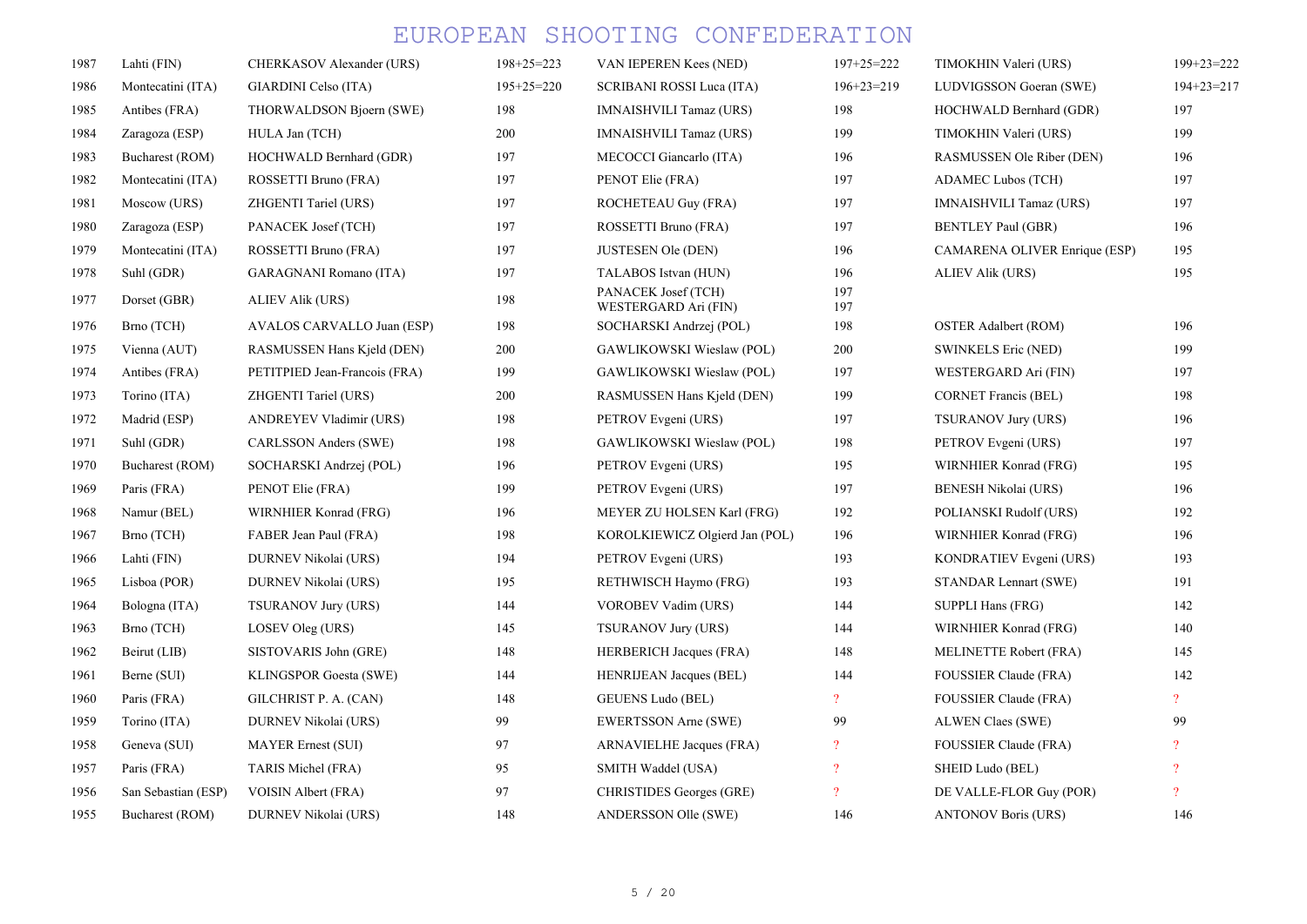# EUROPEAN SHOOTING CONFEDERATION

| | | | | | | | |
|---|---|---|---|---|---|---|---|
| 1987 | Lahti (FIN) | CHERKASOV Alexander (URS) | 198+25=223 | VAN IEPEREN Kees (NED) | 197+25=222 | TIMOKHIN Valeri (URS) | 199+23=222 |
| 1986 | Montecatini (ITA) | GIARDINI Celso (ITA) | 195+25=220 | SCRIBANI ROSSI Luca (ITA) | 196+23=219 | LUDVIGSSON Goeran (SWE) | 194+23=217 |
| 1985 | Antibes (FRA) | THORWALDSON Bjoern (SWE) | 198 | IMNAISHVILI Tamaz (URS) | 198 | HOCHWALD Bernhard (GDR) | 197 |
| 1984 | Zaragoza (ESP) | HULA Jan (TCH) | 200 | IMNAISHVILI Tamaz (URS) | 199 | TIMOKHIN Valeri (URS) | 199 |
| 1983 | Bucharest (ROM) | HOCHWALD Bernhard (GDR) | 197 | MECOCCI Giancarlo (ITA) | 196 | RASMUSSEN Ole Riber (DEN) | 196 |
| 1982 | Montecatini (ITA) | ROSSETTI Bruno (FRA) | 197 | PENOT Elie (FRA) | 197 | ADAMEC Lubos (TCH) | 197 |
| 1981 | Moscow (URS) | ZHGENTI Tariel (URS) | 197 | ROCHETEAU Guy (FRA) | 197 | IMNAISHVILI Tamaz (URS) | 197 |
| 1980 | Zaragoza (ESP) | PANACEK Josef (TCH) | 197 | ROSSETTI Bruno (FRA) | 197 | BENTLEY Paul (GBR) | 196 |
| 1979 | Montecatini (ITA) | ROSSETTI Bruno (FRA) | 197 | JUSTESEN Ole (DEN) | 196 | CAMARENA OLIVER Enrique (ESP) | 195 |
| 1978 | Suhl (GDR) | GARAGNANI Romano (ITA) | 197 | TALABOS Istvan (HUN) | 196 | ALIEV Alik (URS) | 195 |
| 1977 | Dorset (GBR) | ALIEV Alik (URS) | 198 | PANACEK Josef (TCH)<br>WESTERGARD Ari (FIN) | 197<br>197 | | |
| 1976 | Brno (TCH) | AVALOS CARVALLO Juan (ESP) | 198 | SOCHARSKI Andrzej (POL) | 198 | OSTER Adalbert (ROM) | 196 |
| 1975 | Vienna (AUT) | RASMUSSEN Hans Kjeld (DEN) | 200 | GAWLIKOWSKI Wieslaw (POL) | 200 | SWINKELS Eric (NED) | 199 |
| 1974 | Antibes (FRA) | PETITPIED Jean-Francois (FRA) | 199 | GAWLIKOWSKI Wieslaw (POL) | 197 | WESTERGARD Ari (FIN) | 197 |
| 1973 | Torino (ITA) | ZHGENTI Tariel (URS) | 200 | RASMUSSEN Hans Kjeld (DEN) | 199 | CORNET Francis (BEL) | 198 |
| 1972 | Madrid (ESP) | ANDREYEV Vladimir (URS) | 198 | PETROV Evgeni (URS) | 197 | TSURANOV Jury (URS) | 196 |
| 1971 | Suhl (GDR) | CARLSSON Anders (SWE) | 198 | GAWLIKOWSKI Wieslaw (POL) | 198 | PETROV Evgeni (URS) | 197 |
| 1970 | Bucharest (ROM) | SOCHARSKI Andrzej (POL) | 196 | PETROV Evgeni (URS) | 195 | WIRNHIER Konrad (FRG) | 195 |
| 1969 | Paris (FRA) | PENOT Elie (FRA) | 199 | PETROV Evgeni (URS) | 197 | BENESH Nikolai (URS) | 196 |
| 1968 | Namur (BEL) | WIRNHIER Konrad (FRG) | 196 | MEYER ZU HOLSEN Karl (FRG) | 192 | POLIANSKI Rudolf (URS) | 192 |
| 1967 | Brno (TCH) | FABER Jean Paul (FRA) | 198 | KOROLKIEWICZ Olgierd Jan (POL) | 196 | WIRNHIER Konrad (FRG) | 196 |
| 1966 | Lahti (FIN) | DURNEV Nikolai (URS) | 194 | PETROV Evgeni (URS) | 193 | KONDRATIEV Evgeni (URS) | 193 |
| 1965 | Lisboa (POR) | DURNEV Nikolai (URS) | 195 | RETHWISCH Haymo (FRG) | 193 | STANDAR Lennart (SWE) | 191 |
| 1964 | Bologna (ITA) | TSURANOV Jury (URS) | 144 | VOROBEV Vadim (URS) | 144 | SUPPLI Hans (FRG) | 142 |
| 1963 | Brno (TCH) | LOSEV Oleg (URS) | 145 | TSURANOV Jury (URS) | 144 | WIRNHIER Konrad (FRG) | 140 |
| 1962 | Beirut (LIB) | SISTOVARIS John (GRE) | 148 | HERBERICH Jacques (FRA) | 148 | MELINETTE Robert (FRA) | 145 |
| 1961 | Berne (SUI) | KLINGSPOR Goesta (SWE) | 144 | HENRIJEAN Jacques (BEL) | 144 | FOUSSIER Claude (FRA) | 142 |
| 1960 | Paris (FRA) | GILCHRIST P. A. (CAN) | 148 | GEUENS Ludo (BEL) | ? | FOUSSIER Claude (FRA) | ? |
| 1959 | Torino (ITA) | DURNEV Nikolai (URS) | 99 | EWERTSSON Arne (SWE) | 99 | ALWEN Claes (SWE) | 99 |
| 1958 | Geneva (SUI) | MAYER Ernest (SUI) | 97 | ARNAVIELHE Jacques (FRA) | ? | FOUSSIER Claude (FRA) | ? |
| 1957 | Paris (FRA) | TARIS Michel (FRA) | 95 | SMITH Waddel (USA) | ? | SHEID Ludo (BEL) | ? |
| 1956 | San Sebastian (ESP) | VOISIN Albert (FRA) | 97 | CHRISTIDES Georges (GRE) | ? | DE VALLE-FLOR Guy (POR) | ? |
| 1955 | Bucharest (ROM) | DURNEV Nikolai (URS) | 148 | ANDERSSON Olle (SWE) | 146 | ANTONOV Boris (URS) | 146 |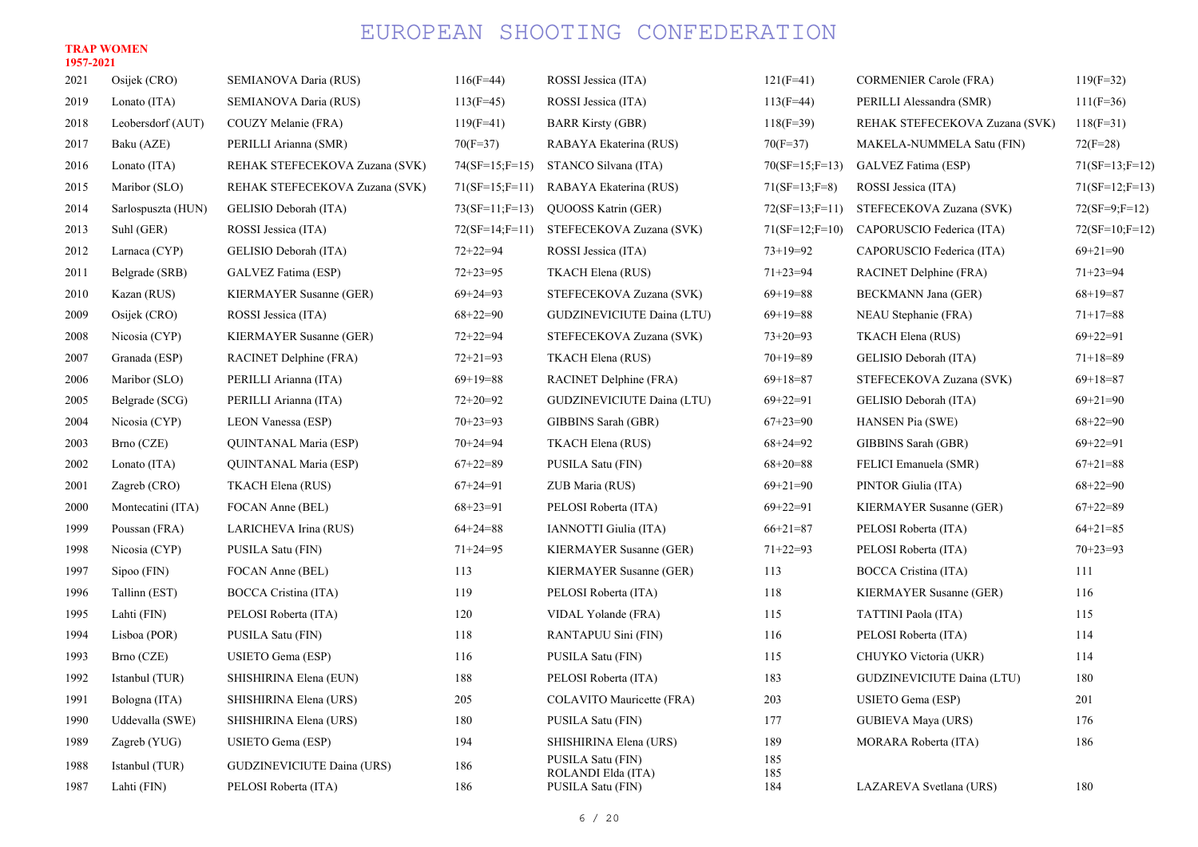# EUROPEAN SHOOTING CONFEDERATION

**TRAP WOMEN**
**1957-2021**

| | | | | | | | |
|---|---|---|---|---|---|---|---|
| 2021 | Osijek (CRO) | SEMIANOVA Daria (RUS) | 116(F=44) | ROSSI Jessica (ITA) | 121(F=41) | CORMENIER Carole (FRA) | 119(F=32) |
| 2019 | Lonato (ITA) | SEMIANOVA Daria (RUS) | 113(F=45) | ROSSI Jessica (ITA) | 113(F=44) | PERILLI Alessandra (SMR) | 111(F=36) |
| 2018 | Leobersdorf (AUT) | COUZY Melanie (FRA) | 119(F=41) | BARR Kirsty (GBR) | 118(F=39) | REHAK STEFECEKOVA Zuzana (SVK) | 118(F=31) |
| 2017 | Baku (AZE) | PERILLI Arianna (SMR) | 70(F=37) | RABAYA Ekaterina (RUS) | 70(F=37) | MAKELA-NUMMELA Satu (FIN) | 72(F=28) |
| 2016 | Lonato (ITA) | REHAK STEFECEKOVA Zuzana (SVK) | 74(SF=15;F=15) | STANCO Silvana (ITA) | 70(SF=15;F=13) | GALVEZ Fatima (ESP) | 71(SF=13;F=12) |
| 2015 | Maribor (SLO) | REHAK STEFECEKOVA Zuzana (SVK) | 71(SF=15;F=11) | RABAYA Ekaterina (RUS) | 71(SF=13;F=8) | ROSSI Jessica (ITA) | 71(SF=12;F=13) |
| 2014 | Sarlospuszta (HUN) | GELISIO Deborah (ITA) | 73(SF=11;F=13) | QUOOSS Katrin (GER) | 72(SF=13;F=11) | STEFECEKOVA Zuzana (SVK) | 72(SF=9;F=12) |
| 2013 | Suhl (GER) | ROSSI Jessica (ITA) | 72(SF=14;F=11) | STEFECEKOVA Zuzana (SVK) | 71(SF=12;F=10) | CAPORUSCIO Federica (ITA) | 72(SF=10;F=12) |
| 2012 | Larnaca (CYP) | GELISIO Deborah (ITA) | 72+22=94 | ROSSI Jessica (ITA) | 73+19=92 | CAPORUSCIO Federica (ITA) | 69+21=90 |
| 2011 | Belgrade (SRB) | GALVEZ Fatima (ESP) | 72+23=95 | TKACH Elena (RUS) | 71+23=94 | RACINET Delphine (FRA) | 71+23=94 |
| 2010 | Kazan (RUS) | KIERMAYER Susanne (GER) | 69+24=93 | STEFECEKOVA Zuzana (SVK) | 69+19=88 | BECKMANN Jana (GER) | 68+19=87 |
| 2009 | Osijek (CRO) | ROSSI Jessica (ITA) | 68+22=90 | GUDZINEVICIUTE Daina (LTU) | 69+19=88 | NEAU Stephanie (FRA) | 71+17=88 |
| 2008 | Nicosia (CYP) | KIERMAYER Susanne (GER) | 72+22=94 | STEFECEKOVA Zuzana (SVK) | 73+20=93 | TKACH Elena (RUS) | 69+22=91 |
| 2007 | Granada (ESP) | RACINET Delphine (FRA) | 72+21=93 | TKACH Elena (RUS) | 70+19=89 | GELISIO Deborah (ITA) | 71+18=89 |
| 2006 | Maribor (SLO) | PERILLI Arianna (ITA) | 69+19=88 | RACINET Delphine (FRA) | 69+18=87 | STEFECEKOVA Zuzana (SVK) | 69+18=87 |
| 2005 | Belgrade (SCG) | PERILLI Arianna (ITA) | 72+20=92 | GUDZINEVICIUTE Daina (LTU) | 69+22=91 | GELISIO Deborah (ITA) | 69+21=90 |
| 2004 | Nicosia (CYP) | LEON Vanessa (ESP) | 70+23=93 | GIBBINS Sarah (GBR) | 67+23=90 | HANSEN Pia (SWE) | 68+22=90 |
| 2003 | Brno (CZE) | QUINTANAL Maria (ESP) | 70+24=94 | TKACH Elena (RUS) | 68+24=92 | GIBBINS Sarah (GBR) | 69+22=91 |
| 2002 | Lonato (ITA) | QUINTANAL Maria (ESP) | 67+22=89 | PUSILA Satu (FIN) | 68+20=88 | FELICI Emanuela (SMR) | 67+21=88 |
| 2001 | Zagreb (CRO) | TKACH Elena (RUS) | 67+24=91 | ZUB Maria (RUS) | 69+21=90 | PINTOR Giulia (ITA) | 68+22=90 |
| 2000 | Montecatini (ITA) | FOCAN Anne (BEL) | 68+23=91 | PELOSI Roberta (ITA) | 69+22=91 | KIERMAYER Susanne (GER) | 67+22=89 |
| 1999 | Poussan (FRA) | LARICHEVA Irina (RUS) | 64+24=88 | IANNOTTI Giulia (ITA) | 66+21=87 | PELOSI Roberta (ITA) | 64+21=85 |
| 1998 | Nicosia (CYP) | PUSILA Satu (FIN) | 71+24=95 | KIERMAYER Susanne (GER) | 71+22=93 | PELOSI Roberta (ITA) | 70+23=93 |
| 1997 | Sipoo (FIN) | FOCAN Anne (BEL) | 113 | KIERMAYER Susanne (GER) | 113 | BOCCA Cristina (ITA) | 111 |
| 1996 | Tallinn (EST) | BOCCA Cristina (ITA) | 119 | PELOSI Roberta (ITA) | 118 | KIERMAYER Susanne (GER) | 116 |
| 1995 | Lahti (FIN) | PELOSI Roberta (ITA) | 120 | VIDAL Yolande (FRA) | 115 | TATTINI Paola (ITA) | 115 |
| 1994 | Lisboa (POR) | PUSILA Satu (FIN) | 118 | RANTAPUU Sini (FIN) | 116 | PELOSI Roberta (ITA) | 114 |
| 1993 | Brno (CZE) | USIETO Gema (ESP) | 116 | PUSILA Satu (FIN) | 115 | CHUYKO Victoria (UKR) | 114 |
| 1992 | Istanbul (TUR) | SHISHIRINA Elena (EUN) | 188 | PELOSI Roberta (ITA) | 183 | GUDZINEVICIUTE Daina (LTU) | 180 |
| 1991 | Bologna (ITA) | SHISHIRINA Elena (URS) | 205 | COLAVITO Mauricette (FRA) | 203 | USIETO Gema (ESP) | 201 |
| 1990 | Uddevalla (SWE) | SHISHIRINA Elena (URS) | 180 | PUSILA Satu (FIN) | 177 | GUBIEVA Maya (URS) | 176 |
| 1989 | Zagreb (YUG) | USIETO Gema (ESP) | 194 | SHISHIRINA Elena (URS) | 189 | MORARA Roberta (ITA) | 186 |
| 1988 | Istanbul (TUR) | GUDZINEVICIUTE Daina (URS) | 186 | PUSILA Satu (FIN)<br>ROLANDI Elda (ITA) | 185<br>185 | | |
| 1987 | Lahti (FIN) | PELOSI Roberta (ITA) | 186 | PUSILA Satu (FIN) | 184 | LAZAREVA Svetlana (URS) | 180 |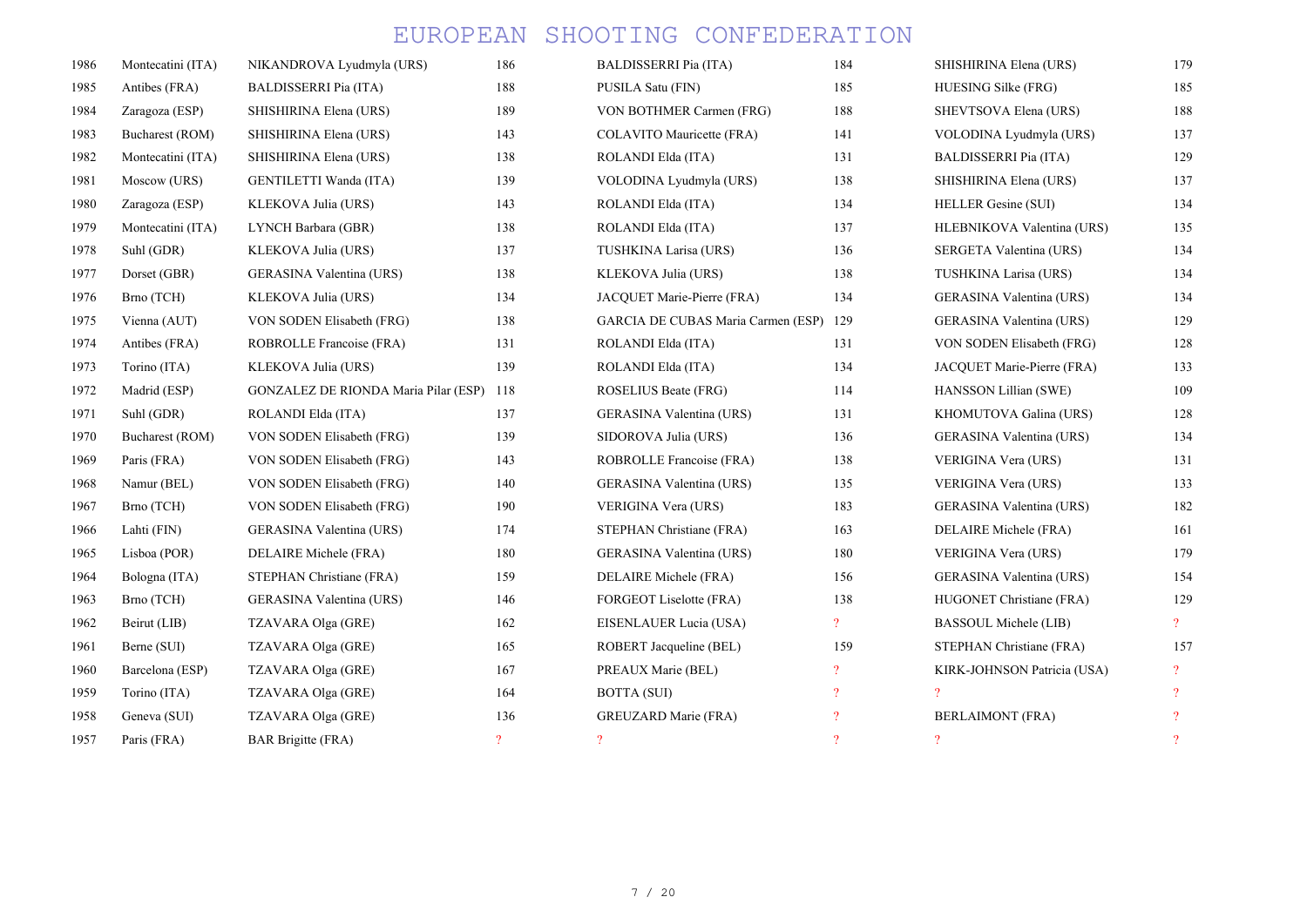# EUROPEAN SHOOTING CONFEDERATION

| | | | | | | | |
|---|---|---|---|---|---|---|---|
| 1986 | Montecatini (ITA) | NIKANDROVA Lyudmyla (URS) | 186 | BALDISSERRI Pia (ITA) | 184 | SHISHIRINA Elena (URS) | 179 |
| 1985 | Antibes (FRA) | BALDISSERRI Pia (ITA) | 188 | PUSILA Satu (FIN) | 185 | HUESING Silke (FRG) | 185 |
| 1984 | Zaragoza (ESP) | SHISHIRINA Elena (URS) | 189 | VON BOTHMER Carmen (FRG) | 188 | SHEVTSOVA Elena (URS) | 188 |
| 1983 | Bucharest (ROM) | SHISHIRINA Elena (URS) | 143 | COLAVITO Mauricette (FRA) | 141 | VOLODINA Lyudmyla (URS) | 137 |
| 1982 | Montecatini (ITA) | SHISHIRINA Elena (URS) | 138 | ROLANDI Elda (ITA) | 131 | BALDISSERRI Pia (ITA) | 129 |
| 1981 | Moscow (URS) | GENTILETTI Wanda (ITA) | 139 | VOLODINA Lyudmyla (URS) | 138 | SHISHIRINA Elena (URS) | 137 |
| 1980 | Zaragoza (ESP) | KLEKOVA Julia (URS) | 143 | ROLANDI Elda (ITA) | 134 | HELLER Gesine (SUI) | 134 |
| 1979 | Montecatini (ITA) | LYNCH Barbara (GBR) | 138 | ROLANDI Elda (ITA) | 137 | HLEBNIKOVA Valentina (URS) | 135 |
| 1978 | Suhl (GDR) | KLEKOVA Julia (URS) | 137 | TUSHKINA Larisa (URS) | 136 | SERGETA Valentina (URS) | 134 |
| 1977 | Dorset (GBR) | GERASINA Valentina (URS) | 138 | KLEKOVA Julia (URS) | 138 | TUSHKINA Larisa (URS) | 134 |
| 1976 | Brno (TCH) | KLEKOVA Julia (URS) | 134 | JACQUET Marie-Pierre (FRA) | 134 | GERASINA Valentina (URS) | 134 |
| 1975 | Vienna (AUT) | VON SODEN Elisabeth (FRG) | 138 | GARCIA DE CUBAS Maria Carmen (ESP) | 129 | GERASINA Valentina (URS) | 129 |
| 1974 | Antibes (FRA) | ROBROLLE Francoise (FRA) | 131 | ROLANDI Elda (ITA) | 131 | VON SODEN Elisabeth (FRG) | 128 |
| 1973 | Torino (ITA) | KLEKOVA Julia (URS) | 139 | ROLANDI Elda (ITA) | 134 | JACQUET Marie-Pierre (FRA) | 133 |
| 1972 | Madrid (ESP) | GONZALEZ DE RIONDA Maria Pilar (ESP) | 118 | ROSELIUS Beate (FRG) | 114 | HANSSON Lillian (SWE) | 109 |
| 1971 | Suhl (GDR) | ROLANDI Elda (ITA) | 137 | GERASINA Valentina (URS) | 131 | KHOMUTOVA Galina (URS) | 128 |
| 1970 | Bucharest (ROM) | VON SODEN Elisabeth (FRG) | 139 | SIDOROVA Julia (URS) | 136 | GERASINA Valentina (URS) | 134 |
| 1969 | Paris (FRA) | VON SODEN Elisabeth (FRG) | 143 | ROBROLLE Francoise (FRA) | 138 | VERIGINA Vera (URS) | 131 |
| 1968 | Namur (BEL) | VON SODEN Elisabeth (FRG) | 140 | GERASINA Valentina (URS) | 135 | VERIGINA Vera (URS) | 133 |
| 1967 | Brno (TCH) | VON SODEN Elisabeth (FRG) | 190 | VERIGINA Vera (URS) | 183 | GERASINA Valentina (URS) | 182 |
| 1966 | Lahti (FIN) | GERASINA Valentina (URS) | 174 | STEPHAN Christiane (FRA) | 163 | DELAIRE Michele (FRA) | 161 |
| 1965 | Lisboa (POR) | DELAIRE Michele (FRA) | 180 | GERASINA Valentina (URS) | 180 | VERIGINA Vera (URS) | 179 |
| 1964 | Bologna (ITA) | STEPHAN Christiane (FRA) | 159 | DELAIRE Michele (FRA) | 156 | GERASINA Valentina (URS) | 154 |
| 1963 | Brno (TCH) | GERASINA Valentina (URS) | 146 | FORGEOT Liselotte (FRA) | 138 | HUGONET Christiane (FRA) | 129 |
| 1962 | Beirut (LIB) | TZAVARA Olga (GRE) | 162 | EISENLAUER Lucia (USA) | ? | BASSOUL Michele (LIB) | ? |
| 1961 | Berne (SUI) | TZAVARA Olga (GRE) | 165 | ROBERT Jacqueline (BEL) | 159 | STEPHAN Christiane (FRA) | 157 |
| 1960 | Barcelona (ESP) | TZAVARA Olga (GRE) | 167 | PREAUX Marie (BEL) | ? | KIRK-JOHNSON Patricia (USA) | ? |
| 1959 | Torino (ITA) | TZAVARA Olga (GRE) | 164 | BOTTA (SUI) | ? | ? | ? |
| 1958 | Geneva (SUI) | TZAVARA Olga (GRE) | 136 | GREUZARD Marie (FRA) | ? | BERLAIMONT (FRA) | ? |
| 1957 | Paris (FRA) | BAR Brigitte (FRA) | ? | ? | ? | ? | ? |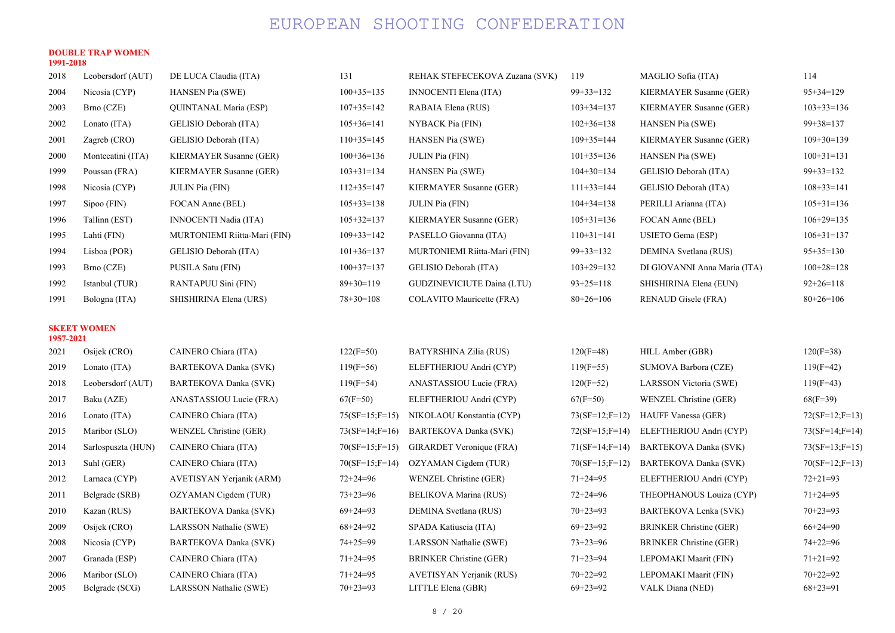**DOUBLE TRAP WOMEN**
**1991-2018**

| | | | | | | | |
|---|---|---|---|---|---|---|---|
| 2018 | Leobersdorf (AUT) | DE LUCA Claudia (ITA) | 131 | REHAK STEFECEKOVA Zuzana (SVK) | 119 | MAGLIO Sofia (ITA) | 114 |
| 2004 | Nicosia (CYP) | HANSEN Pia (SWE) | 100+35=135 | INNOCENTI Elena (ITA) | 99+33=132 | KIERMAYER Susanne (GER) | 95+34=129 |
| 2003 | Brno (CZE) | QUINTANAL Maria (ESP) | 107+35=142 | RABAIA Elena (RUS) | 103+34=137 | KIERMAYER Susanne (GER) | 103+33=136 |
| 2002 | Lonato (ITA) | GELISIO Deborah (ITA) | 105+36=141 | NYBACK Pia (FIN) | 102+36=138 | HANSEN Pia (SWE) | 99+38=137 |
| 2001 | Zagreb (CRO) | GELISIO Deborah (ITA) | 110+35=145 | HANSEN Pia (SWE) | 109+35=144 | KIERMAYER Susanne (GER) | 109+30=139 |
| 2000 | Montecatini (ITA) | KIERMAYER Susanne (GER) | 100+36=136 | JULIN Pia (FIN) | 101+35=136 | HANSEN Pia (SWE) | 100+31=131 |
| 1999 | Poussan (FRA) | KIERMAYER Susanne (GER) | 103+31=134 | HANSEN Pia (SWE) | 104+30=134 | GELISIO Deborah (ITA) | 99+33=132 |
| 1998 | Nicosia (CYP) | JULIN Pia (FIN) | 112+35=147 | KIERMAYER Susanne (GER) | 111+33=144 | GELISIO Deborah (ITA) | 108+33=141 |
| 1997 | Sipoo (FIN) | FOCAN Anne (BEL) | 105+33=138 | JULIN Pia (FIN) | 104+34=138 | PERILLI Arianna (ITA) | 105+31=136 |
| 1996 | Tallinn (EST) | INNOCENTI Nadia (ITA) | 105+32=137 | KIERMAYER Susanne (GER) | 105+31=136 | FOCAN Anne (BEL) | 106+29=135 |
| 1995 | Lahti (FIN) | MURTONIEMI Riitta-Mari (FIN) | 109+33=142 | PASELLO Giovanna (ITA) | 110+31=141 | USIETO Gema (ESP) | 106+31=137 |
| 1994 | Lisboa (POR) | GELISIO Deborah (ITA) | 101+36=137 | MURTONIEMI Riitta-Mari (FIN) | 99+33=132 | DEMINA Svetlana (RUS) | 95+35=130 |
| 1993 | Brno (CZE) | PUSILA Satu (FIN) | 100+37=137 | GELISIO Deborah (ITA) | 103+29=132 | DI GIOVANNI Anna Maria (ITA) | 100+28=128 |
| 1992 | Istanbul (TUR) | RANTAPUU Sini (FIN) | 89+30=119 | GUDZINEVICIUTE Daina (LTU) | 93+25=118 | SHISHIRINA Elena (EUN) | 92+26=118 |
| 1991 | Bologna (ITA) | SHISHIRINA Elena (URS) | 78+30=108 | COLAVITO Mauricette (FRA) | 80+26=106 | RENAUD Gisele (FRA) | 80+26=106 |

**SKEET WOMEN**
**1957-2021**

| | | | | | | | |
|---|---|---|---|---|---|---|---|
| 2021 | Osijek (CRO) | CAINERO Chiara (ITA) | 122(F=50) | BATYRSHINA Zilia (RUS) | 120(F=48) | HILL Amber (GBR) | 120(F=38) |
| 2019 | Lonato (ITA) | BARTEKOVA Danka (SVK) | 119(F=56) | ELEFTHERIOU Andri (CYP) | 119(F=55) | SUMOVA Barbora (CZE) | 119(F=42) |
| 2018 | Leobersdorf (AUT) | BARTEKOVA Danka (SVK) | 119(F=54) | ANASTASSIOU Lucie (FRA) | 120(F=52) | LARSSON Victoria (SWE) | 119(F=43) |
| 2017 | Baku (AZE) | ANASTASSIOU Lucie (FRA) | 67(F=50) | ELEFTHERIOU Andri (CYP) | 67(F=50) | WENZEL Christine (GER) | 68(F=39) |
| 2016 | Lonato (ITA) | CAINERO Chiara (ITA) | 75(SF=15;F=15) | NIKOLAOU Konstantia (CYP) | 73(SF=12;F=12) | HAUFF Vanessa (GER) | 72(SF=12;F=13) |
| 2015 | Maribor (SLO) | WENZEL Christine (GER) | 73(SF=14;F=16) | BARTEKOVA Danka (SVK) | 72(SF=15;F=14) | ELEFTHERIOU Andri (CYP) | 73(SF=14;F=14) |
| 2014 | Sarlospuszta (HUN) | CAINERO Chiara (ITA) | 70(SF=15;F=15) | GIRARDET Veronique (FRA) | 71(SF=14;F=14) | BARTEKOVA Danka (SVK) | 73(SF=13;F=15) |
| 2013 | Suhl (GER) | CAINERO Chiara (ITA) | 70(SF=15;F=14) | OZYAMAN Cigdem (TUR) | 70(SF=15;F=12) | BARTEKOVA Danka (SVK) | 70(SF=12;F=13) |
| 2012 | Larnaca (CYP) | AVETISYAN Yerjanik (ARM) | 72+24=96 | WENZEL Christine (GER) | 71+24=95 | ELEFTHERIOU Andri (CYP) | 72+21=93 |
| 2011 | Belgrade (SRB) | OZYAMAN Cigdem (TUR) | 73+23=96 | BELIKOVA Marina (RUS) | 72+24=96 | THEOPHANOUS Louiza (CYP) | 71+24=95 |
| 2010 | Kazan (RUS) | BARTEKOVA Danka (SVK) | 69+24=93 | DEMINA Svetlana (RUS) | 70+23=93 | BARTEKOVA Lenka (SVK) | 70+23=93 |
| 2009 | Osijek (CRO) | LARSSON Nathalie (SWE) | 68+24=92 | SPADA Katiuscia (ITA) | 69+23=92 | BRINKER Christine (GER) | 66+24=90 |
| 2008 | Nicosia (CYP) | BARTEKOVA Danka (SVK) | 74+25=99 | LARSSON Nathalie (SWE) | 73+23=96 | BRINKER Christine (GER) | 74+22=96 |
| 2007 | Granada (ESP) | CAINERO Chiara (ITA) | 71+24=95 | BRINKER Christine (GER) | 71+23=94 | LEPOMAKI Maarit (FIN) | 71+21=92 |
| 2006 | Maribor (SLO) | CAINERO Chiara (ITA) | 71+24=95 | AVETISYAN Yerjanik (RUS) | 70+22=92 | LEPOMAKI Maarit (FIN) | 70+22=92 |
| 2005 | Belgrade (SCG) | LARSSON Nathalie (SWE) | 70+23=93 | LITTLE Elena (GBR) | 69+23=92 | VALK Diana (NED) | 68+23=91 |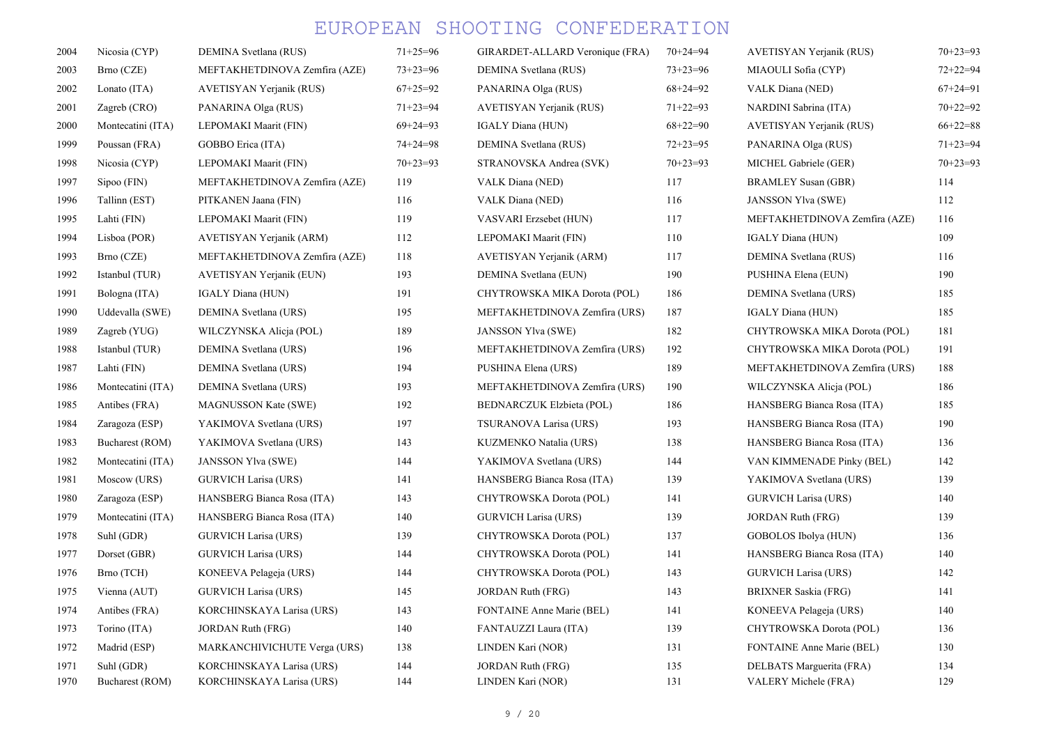# EUROPEAN SHOOTING CONFEDERATION

| | | | | | | | |
|---|---|---|---|---|---|---|---|
| 2004 | Nicosia (CYP) | DEMINA Svetlana (RUS) | 71+25=96 | GIRARDET-ALLARD Veronique (FRA) | 70+24=94 | AVETISYAN Yerjanik (RUS) | 70+23=93 |
| 2003 | Brno (CZE) | MEFTAKHETDINOVA Zemfira (AZE) | 73+23=96 | DEMINA Svetlana (RUS) | 73+23=96 | MIAOULI Sofia (CYP) | 72+22=94 |
| 2002 | Lonato (ITA) | AVETISYAN Yerjanik (RUS) | 67+25=92 | PANARINA Olga (RUS) | 68+24=92 | VALK Diana (NED) | 67+24=91 |
| 2001 | Zagreb (CRO) | PANARINA Olga (RUS) | 71+23=94 | AVETISYAN Yerjanik (RUS) | 71+22=93 | NARDINI Sabrina (ITA) | 70+22=92 |
| 2000 | Montecatini (ITA) | LEPOMAKI Maarit (FIN) | 69+24=93 | IGALY Diana (HUN) | 68+22=90 | AVETISYAN Yerjanik (RUS) | 66+22=88 |
| 1999 | Poussan (FRA) | GOBBO Erica (ITA) | 74+24=98 | DEMINA Svetlana (RUS) | 72+23=95 | PANARINA Olga (RUS) | 71+23=94 |
| 1998 | Nicosia (CYP) | LEPOMAKI Maarit (FIN) | 70+23=93 | STRANOVSKA Andrea (SVK) | 70+23=93 | MICHEL Gabriele (GER) | 70+23=93 |
| 1997 | Sipoo (FIN) | MEFTAKHETDINOVA Zemfira (AZE) | 119 | VALK Diana (NED) | 117 | BRAMLEY Susan (GBR) | 114 |
| 1996 | Tallinn (EST) | PITKANEN Jaana (FIN) | 116 | VALK Diana (NED) | 116 | JANSSON Ylva (SWE) | 112 |
| 1995 | Lahti (FIN) | LEPOMAKI Maarit (FIN) | 119 | VASVARI Erzsebet (HUN) | 117 | MEFTAKHETDINOVA Zemfira (AZE) | 116 |
| 1994 | Lisboa (POR) | AVETISYAN Yerjanik (ARM) | 112 | LEPOMAKI Maarit (FIN) | 110 | IGALY Diana (HUN) | 109 |
| 1993 | Brno (CZE) | MEFTAKHETDINOVA Zemfira (AZE) | 118 | AVETISYAN Yerjanik (ARM) | 117 | DEMINA Svetlana (RUS) | 116 |
| 1992 | Istanbul (TUR) | AVETISYAN Yerjanik (EUN) | 193 | DEMINA Svetlana (EUN) | 190 | PUSHINA Elena (EUN) | 190 |
| 1991 | Bologna (ITA) | IGALY Diana (HUN) | 191 | CHYTROWSKA MIKA Dorota (POL) | 186 | DEMINA Svetlana (URS) | 185 |
| 1990 | Uddevalla (SWE) | DEMINA Svetlana (URS) | 195 | MEFTAKHETDINOVA Zemfira (URS) | 187 | IGALY Diana (HUN) | 185 |
| 1989 | Zagreb (YUG) | WILCZYNSKA Alicja (POL) | 189 | JANSSON Ylva (SWE) | 182 | CHYTROWSKA MIKA Dorota (POL) | 181 |
| 1988 | Istanbul (TUR) | DEMINA Svetlana (URS) | 196 | MEFTAKHETDINOVA Zemfira (URS) | 192 | CHYTROWSKA MIKA Dorota (POL) | 191 |
| 1987 | Lahti (FIN) | DEMINA Svetlana (URS) | 194 | PUSHINA Elena (URS) | 189 | MEFTAKHETDINOVA Zemfira (URS) | 188 |
| 1986 | Montecatini (ITA) | DEMINA Svetlana (URS) | 193 | MEFTAKHETDINOVA Zemfira (URS) | 190 | WILCZYNSKA Alicja (POL) | 186 |
| 1985 | Antibes (FRA) | MAGNUSSON Kate (SWE) | 192 | BEDNARCZUK Elzbieta (POL) | 186 | HANSBERG Bianca Rosa (ITA) | 185 |
| 1984 | Zaragoza (ESP) | YAKIMOVA Svetlana (URS) | 197 | TSURANOVA Larisa (URS) | 193 | HANSBERG Bianca Rosa (ITA) | 190 |
| 1983 | Bucharest (ROM) | YAKIMOVA Svetlana (URS) | 143 | KUZMENKO Natalia (URS) | 138 | HANSBERG Bianca Rosa (ITA) | 136 |
| 1982 | Montecatini (ITA) | JANSSON Ylva (SWE) | 144 | YAKIMOVA Svetlana (URS) | 144 | VAN KIMMENADE Pinky (BEL) | 142 |
| 1981 | Moscow (URS) | GURVICH Larisa (URS) | 141 | HANSBERG Bianca Rosa (ITA) | 139 | YAKIMOVA Svetlana (URS) | 139 |
| 1980 | Zaragoza (ESP) | HANSBERG Bianca Rosa (ITA) | 143 | CHYTROWSKA Dorota (POL) | 141 | GURVICH Larisa (URS) | 140 |
| 1979 | Montecatini (ITA) | HANSBERG Bianca Rosa (ITA) | 140 | GURVICH Larisa (URS) | 139 | JORDAN Ruth (FRG) | 139 |
| 1978 | Suhl (GDR) | GURVICH Larisa (URS) | 139 | CHYTROWSKA Dorota (POL) | 137 | GOBOLOS Ibolya (HUN) | 136 |
| 1977 | Dorset (GBR) | GURVICH Larisa (URS) | 144 | CHYTROWSKA Dorota (POL) | 141 | HANSBERG Bianca Rosa (ITA) | 140 |
| 1976 | Brno (TCH) | KONEEVA Pelageja (URS) | 144 | CHYTROWSKA Dorota (POL) | 143 | GURVICH Larisa (URS) | 142 |
| 1975 | Vienna (AUT) | GURVICH Larisa (URS) | 145 | JORDAN Ruth (FRG) | 143 | BRIXNER Saskia (FRG) | 141 |
| 1974 | Antibes (FRA) | KORCHINSKAYA Larisa (URS) | 143 | FONTAINE Anne Marie (BEL) | 141 | KONEEVA Pelageja (URS) | 140 |
| 1973 | Torino (ITA) | JORDAN Ruth (FRG) | 140 | FANTAUZZI Laura (ITA) | 139 | CHYTROWSKA Dorota (POL) | 136 |
| 1972 | Madrid (ESP) | MARKANCHIVICHUTE Verga (URS) | 138 | LINDEN Kari (NOR) | 131 | FONTAINE Anne Marie (BEL) | 130 |
| 1971 | Suhl (GDR) | KORCHINSKAYA Larisa (URS) | 144 | JORDAN Ruth (FRG) | 135 | DELBATS Marguerita (FRA) | 134 |
| 1970 | Bucharest (ROM) | KORCHINSKAYA Larisa (URS) | 144 | LINDEN Kari (NOR) | 131 | VALERY Michele (FRA) | 129 |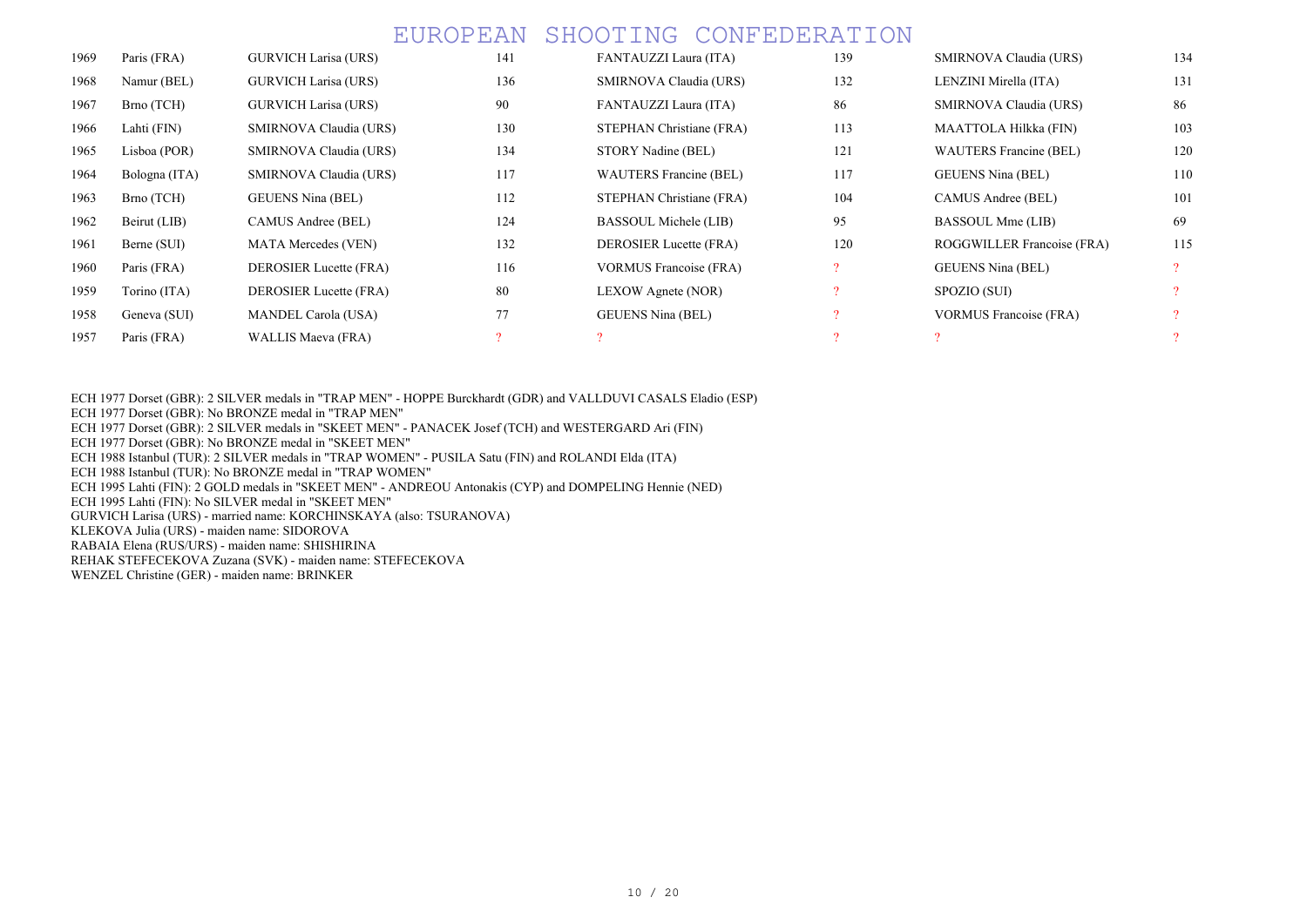| | | | | | | | |
|---|---|---|---|---|---|---|---|
| 1969 | Paris (FRA) | GURVICH Larisa (URS) | 141 | FANTAUZZI Laura (ITA) | 139 | SMIRNOVA Claudia (URS) | 134 |
| 1968 | Namur (BEL) | GURVICH Larisa (URS) | 136 | SMIRNOVA Claudia (URS) | 132 | LENZINI Mirella (ITA) | 131 |
| 1967 | Brno (TCH) | GURVICH Larisa (URS) | 90 | FANTAUZZI Laura (ITA) | 86 | SMIRNOVA Claudia (URS) | 86 |
| 1966 | Lahti (FIN) | SMIRNOVA Claudia (URS) | 130 | STEPHAN Christiane (FRA) | 113 | MAATTOLA Hilkka (FIN) | 103 |
| 1965 | Lisboa (POR) | SMIRNOVA Claudia (URS) | 134 | STORY Nadine (BEL) | 121 | WAUTERS Francine (BEL) | 120 |
| 1964 | Bologna (ITA) | SMIRNOVA Claudia (URS) | 117 | WAUTERS Francine (BEL) | 117 | GEUENS Nina (BEL) | 110 |
| 1963 | Brno (TCH) | GEUENS Nina (BEL) | 112 | STEPHAN Christiane (FRA) | 104 | CAMUS Andree (BEL) | 101 |
| 1962 | Beirut (LIB) | CAMUS Andree (BEL) | 124 | BASSOUL Michele (LIB) | 95 | BASSOUL Mme (LIB) | 69 |
| 1961 | Berne (SUI) | MATA Mercedes (VEN) | 132 | DEROSIER Lucette (FRA) | 120 | ROGGWILLER Francoise (FRA) | 115 |
| 1960 | Paris (FRA) | DEROSIER Lucette (FRA) | 116 | VORMUS Francoise (FRA) | ? | GEUENS Nina (BEL) | ? |
| 1959 | Torino (ITA) | DEROSIER Lucette (FRA) | 80 | LEXOW Agnete (NOR) | ? | SPOZIO (SUI) | ? |
| 1958 | Geneva (SUI) | MANDEL Carola (USA) | 77 | GEUENS Nina (BEL) | ? | VORMUS Francoise (FRA) | ? |
| 1957 | Paris (FRA) | WALLIS Maeva (FRA) | ? | ? | ? | ? | ? |

ECH 1977 Dorset (GBR): 2 SILVER medals in "TRAP MEN" - HOPPE Burckhardt (GDR) and VALLDUVI CASALS Eladio (ESP)
ECH 1977 Dorset (GBR): No BRONZE medal in "TRAP MEN"
ECH 1977 Dorset (GBR): 2 SILVER medals in "SKEET MEN" - PANACEK Josef (TCH) and WESTERGARD Ari (FIN)
ECH 1977 Dorset (GBR): No BRONZE medal in "SKEET MEN"
ECH 1988 Istanbul (TUR): 2 SILVER medals in "TRAP WOMEN" - PUSILA Satu (FIN) and ROLANDI Elda (ITA)
ECH 1988 Istanbul (TUR): No BRONZE medal in "TRAP WOMEN"
ECH 1995 Lahti (FIN): 2 GOLD medals in "SKEET MEN" - ANDREOU Antonakis (CYP) and DOMPELING Hennie (NED)
ECH 1995 Lahti (FIN): No SILVER medal in "SKEET MEN"
GURVICH Larisa (URS) - married name: KORCHINSKAYA (also: TSURANOVA)
KLEKOVA Julia (URS) - maiden name: SIDOROVA
RABAIA Elena (RUS/URS) - maiden name: SHISHIRINA
REHAK STEFECEKOVA Zuzana (SVK) - maiden name: STEFECEKOVA
WENZEL Christine (GER) - maiden name: BRINKER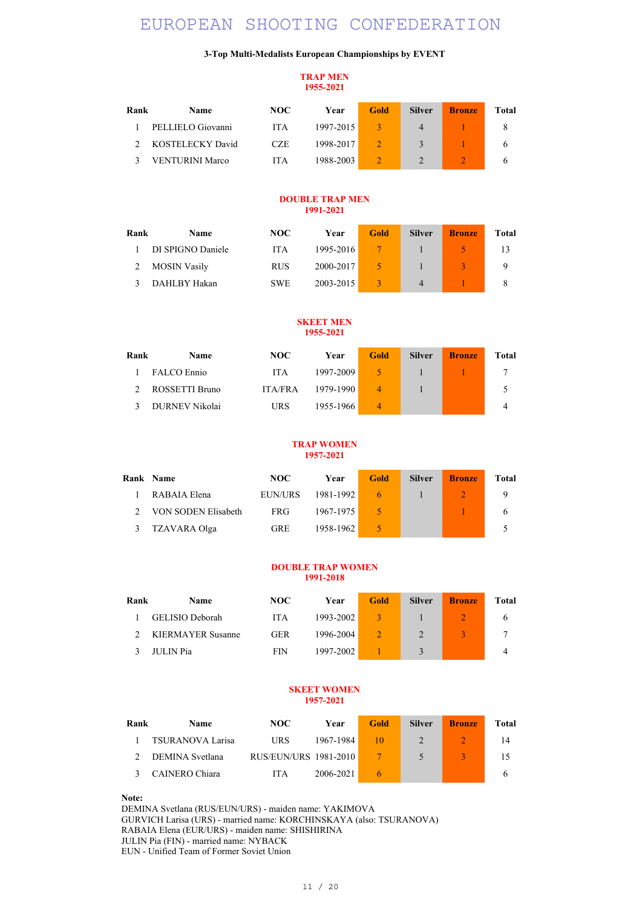# EUROPEAN SHOOTING CONFEDERATION

**3-Top Multi-Medalists European Championships by EVENT**

## TRAP MEN
**1955-2021**

| Rank | Name | NOC | Year | Gold | Silver | Bronze | Total |
|---|---|---|---|---|---|---|---|
| 1 | PELLIELO Giovanni | ITA | 1997-2015 | 3 | 4 | 1 | 8 |
| 2 | KOSTELECKY David | CZE | 1998-2017 | 2 | 3 | 1 | 6 |
| 3 | VENTURINI Marco | ITA | 1988-2003 | 2 | 2 | 2 | 6 |

## DOUBLE TRAP MEN
**1991-2021**

| Rank | Name | NOC | Year | Gold | Silver | Bronze | Total |
|---|---|---|---|---|---|---|---|
| 1 | DI SPIGNO Daniele | ITA | 1995-2016 | 7 | 1 | 5 | 13 |
| 2 | MOSIN Vasily | RUS | 2000-2017 | 5 | 1 | 3 | 9 |
| 3 | DAHLBY Hakan | SWE | 2003-2015 | 3 | 4 | 1 | 8 |

## SKEET MEN
**1955-2021**

| Rank | Name | NOC | Year | Gold | Silver | Bronze | Total |
|---|---|---|---|---|---|---|---|
| 1 | FALCO Ennio | ITA | 1997-2009 | 5 | 1 | 1 | 7 |
| 2 | ROSSETTI Bruno | ITA/FRA | 1979-1990 | 4 | 1 | | 5 |
| 3 | DURNEV Nikolai | URS | 1955-1966 | 4 | | | 4 |

## TRAP WOMEN
**1957-2021**

| Rank | Name | NOC | Year | Gold | Silver | Bronze | Total |
|---|---|---|---|---|---|---|---|
| 1 | RABAIA Elena | EUN/URS | 1981-1992 | 6 | 1 | 2 | 9 |
| 2 | VON SODEN Elisabeth | FRG | 1967-1975 | 5 | | 1 | 6 |
| 3 | TZAVARA Olga | GRE | 1958-1962 | 5 | | | 5 |

## DOUBLE TRAP WOMEN
**1991-2018**

| Rank | Name | NOC | Year | Gold | Silver | Bronze | Total |
|---|---|---|---|---|---|---|---|
| 1 | GELISIO Deborah | ITA | 1993-2002 | 3 | 1 | 2 | 6 |
| 2 | KIERMAYER Susanne | GER | 1996-2004 | 2 | 2 | 3 | 7 |
| 3 | JULIN Pia | FIN | 1997-2002 | 1 | 3 | | 4 |

## SKEET WOMEN
**1957-2021**

| Rank | Name | NOC | Year | Gold | Silver | Bronze | Total |
|---|---|---|---|---|---|---|---|
| 1 | TSURANOVA Larisa | URS | 1967-1984 | 10 | 2 | 2 | 14 |
| 2 | DEMINA Svetlana | RUS/EUN/URS | 1981-2010 | 7 | 5 | 3 | 15 |
| 3 | CAINERO Chiara | ITA | 2006-2021 | 6 | | | 6 |

**Note:**
DEMINA Svetlana (RUS/EUN/URS) - maiden name: YAKIMOVA
GURVICH Larisa (URS) - married name: KORCHINSKAYA (also: TSURANOVA)
RABAIA Elena (EUR/URS) - maiden name: SHISHIRINA
JULIN Pia (FIN) - married name: NYBACK
EUN - Unified Team of Former Soviet Union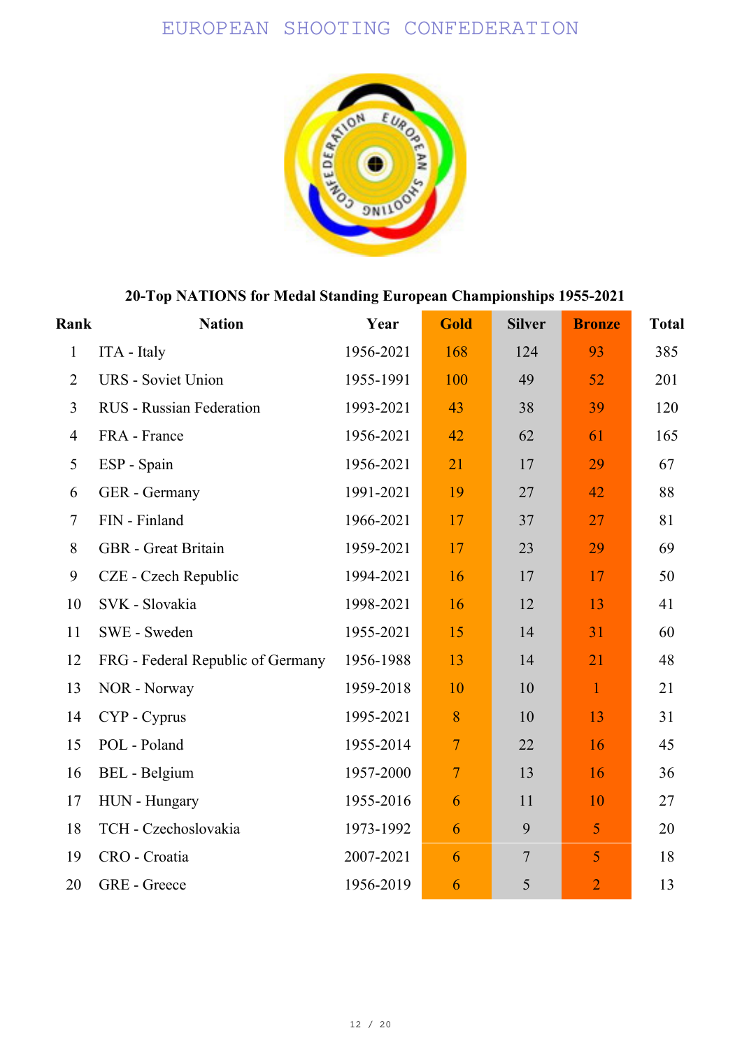EUROPEAN SHOOTING CONFEDERATION

## 20-Top NATIONS for Medal Standing European Championships 1955-2021

| Rank | Nation | Year | Gold | Silver | Bronze | Total |
|---|---|---|---|---|---|---|
| 1 | ITA - Italy | 1956-2021 | 168 | 124 | 93 | 385 |
| 2 | URS - Soviet Union | 1955-1991 | 100 | 49 | 52 | 201 |
| 3 | RUS - Russian Federation | 1993-2021 | 43 | 38 | 39 | 120 |
| 4 | FRA - France | 1956-2021 | 42 | 62 | 61 | 165 |
| 5 | ESP - Spain | 1956-2021 | 21 | 17 | 29 | 67 |
| 6 | GER - Germany | 1991-2021 | 19 | 27 | 42 | 88 |
| 7 | FIN - Finland | 1966-2021 | 17 | 37 | 27 | 81 |
| 8 | GBR - Great Britain | 1959-2021 | 17 | 23 | 29 | 69 |
| 9 | CZE - Czech Republic | 1994-2021 | 16 | 17 | 17 | 50 |
| 10 | SVK - Slovakia | 1998-2021 | 16 | 12 | 13 | 41 |
| 11 | SWE - Sweden | 1955-2021 | 15 | 14 | 31 | 60 |
| 12 | FRG - Federal Republic of Germany | 1956-1988 | 13 | 14 | 21 | 48 |
| 13 | NOR - Norway | 1959-2018 | 10 | 10 | 1 | 21 |
| 14 | CYP - Cyprus | 1995-2021 | 8 | 10 | 13 | 31 |
| 15 | POL - Poland | 1955-2014 | 7 | 22 | 16 | 45 |
| 16 | BEL - Belgium | 1957-2000 | 7 | 13 | 16 | 36 |
| 17 | HUN - Hungary | 1955-2016 | 6 | 11 | 10 | 27 |
| 18 | TCH - Czechoslovakia | 1973-1992 | 6 | 9 | 5 | 20 |
| 19 | CRO - Croatia | 2007-2021 | 6 | 7 | 5 | 18 |
| 20 | GRE - Greece | 1956-2019 | 6 | 5 | 2 | 13 |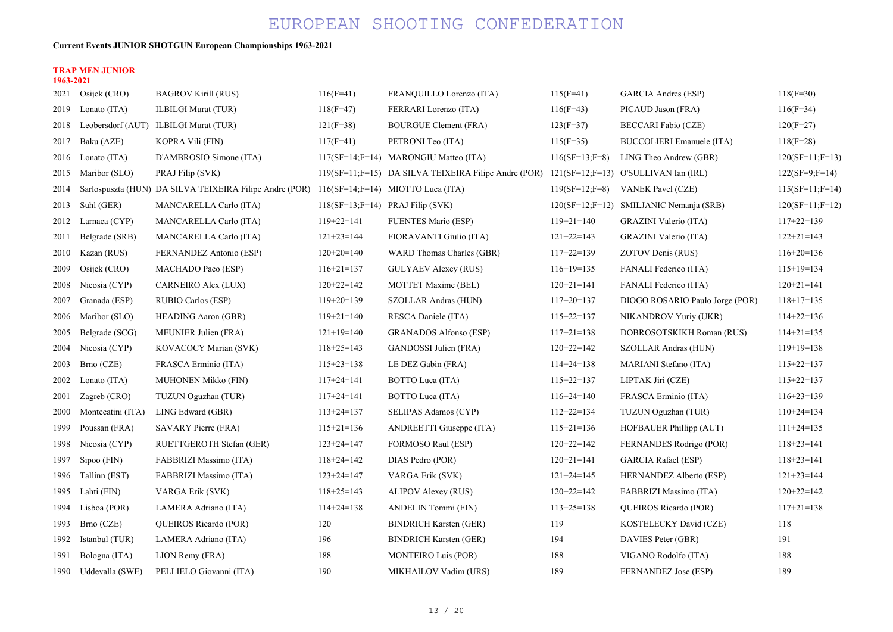# EUROPEAN SHOOTING CONFEDERATION

**Current Events JUNIOR SHOTGUN European Championships 1963-2021**

**TRAP MEN JUNIOR**
**1963-2021**

| | | | | | | | |
|---|---|---|---|---|---|---|---|
| 2021 | Osijek (CRO) | BAGROV Kirill (RUS) | 116(F=41) | FRANQUILLO Lorenzo (ITA) | 115(F=41) | GARCIA Andres (ESP) | 118(F=30) |
| 2019 | Lonato (ITA) | ILBILGI Murat (TUR) | 118(F=47) | FERRARI Lorenzo (ITA) | 116(F=43) | PICAUD Jason (FRA) | 116(F=34) |
| 2018 | Leobersdorf (AUT) | ILBILGI Murat (TUR) | 121(F=38) | BOURGUE Clement (FRA) | 123(F=37) | BECCARI Fabio (CZE) | 120(F=27) |
| 2017 | Baku (AZE) | KOPRA Vili (FIN) | 117(F=41) | PETRONI Teo (ITA) | 115(F=35) | BUCCOLIERI Emanuele (ITA) | 118(F=28) |
| 2016 | Lonato (ITA) | D'AMBROSIO Simone (ITA) | 117(SF=14;F=14) | MARONGIU Matteo (ITA) | 116(SF=13;F=8) | LING Theo Andrew (GBR) | 120(SF=11;F=13) |
| 2015 | Maribor (SLO) | PRAJ Filip (SVK) | 119(SF=11;F=15) | DA SILVA TEIXEIRA Filipe Andre (POR) | 121(SF=12;F=13) | O'SULLIVAN Ian (IRL) | 122(SF=9;F=14) |
| 2014 | Sarlospuszta (HUN) | DA SILVA TEIXEIRA Filipe Andre (POR) | 116(SF=14;F=14) | MIOTTO Luca (ITA) | 119(SF=12;F=8) | VANEK Pavel (CZE) | 115(SF=11;F=14) |
| 2013 | Suhl (GER) | MANCARELLA Carlo (ITA) | 118(SF=13;F=14) | PRAJ Filip (SVK) | 120(SF=12;F=12) | SMILJANIC Nemanja (SRB) | 120(SF=11;F=12) |
| 2012 | Larnaca (CYP) | MANCARELLA Carlo (ITA) | 119+22=141 | FUENTES Mario (ESP) | 119+21=140 | GRAZINI Valerio (ITA) | 117+22=139 |
| 2011 | Belgrade (SRB) | MANCARELLA Carlo (ITA) | 121+23=144 | FIORAVANTI Giulio (ITA) | 121+22=143 | GRAZINI Valerio (ITA) | 122+21=143 |
| 2010 | Kazan (RUS) | FERNANDEZ Antonio (ESP) | 120+20=140 | WARD Thomas Charles (GBR) | 117+22=139 | ZOTOV Denis (RUS) | 116+20=136 |
| 2009 | Osijek (CRO) | MACHADO Paco (ESP) | 116+21=137 | GULYAEV Alexey (RUS) | 116+19=135 | FANALI Federico (ITA) | 115+19=134 |
| 2008 | Nicosia (CYP) | CARNEIRO Alex (LUX) | 120+22=142 | MOTTET Maxime (BEL) | 120+21=141 | FANALI Federico (ITA) | 120+21=141 |
| 2007 | Granada (ESP) | RUBIO Carlos (ESP) | 119+20=139 | SZOLLAR Andras (HUN) | 117+20=137 | DIOGO ROSARIO Paulo Jorge (POR) | 118+17=135 |
| 2006 | Maribor (SLO) | HEADING Aaron (GBR) | 119+21=140 | RESCA Daniele (ITA) | 115+22=137 | NIKANDROV Yuriy (UKR) | 114+22=136 |
| 2005 | Belgrade (SCG) | MEUNIER Julien (FRA) | 121+19=140 | GRANADOS Alfonso (ESP) | 117+21=138 | DOBROSOTSKIKH Roman (RUS) | 114+21=135 |
| 2004 | Nicosia (CYP) | KOVACOCY Marian (SVK) | 118+25=143 | GANDOSSI Julien (FRA) | 120+22=142 | SZOLLAR Andras (HUN) | 119+19=138 |
| 2003 | Brno (CZE) | FRASCA Erminio (ITA) | 115+23=138 | LE DEZ Gabin (FRA) | 114+24=138 | MARIANI Stefano (ITA) | 115+22=137 |
| 2002 | Lonato (ITA) | MUHONEN Mikko (FIN) | 117+24=141 | BOTTO Luca (ITA) | 115+22=137 | LIPTAK Jiri (CZE) | 115+22=137 |
| 2001 | Zagreb (CRO) | TUZUN Oguzhan (TUR) | 117+24=141 | BOTTO Luca (ITA) | 116+24=140 | FRASCA Erminio (ITA) | 116+23=139 |
| 2000 | Montecatini (ITA) | LING Edward (GBR) | 113+24=137 | SELIPAS Adamos (CYP) | 112+22=134 | TUZUN Oguzhan (TUR) | 110+24=134 |
| 1999 | Poussan (FRA) | SAVARY Pierre (FRA) | 115+21=136 | ANDREETTI Giuseppe (ITA) | 115+21=136 | HOFBAUER Phillipp (AUT) | 111+24=135 |
| 1998 | Nicosia (CYP) | RUETTGEROTH Stefan (GER) | 123+24=147 | FORMOSO Raul (ESP) | 120+22=142 | FERNANDES Rodrigo (POR) | 118+23=141 |
| 1997 | Sipoo (FIN) | FABBRIZI Massimo (ITA) | 118+24=142 | DIAS Pedro (POR) | 120+21=141 | GARCIA Rafael (ESP) | 118+23=141 |
| 1996 | Tallinn (EST) | FABBRIZI Massimo (ITA) | 123+24=147 | VARGA Erik (SVK) | 121+24=145 | HERNANDEZ Alberto (ESP) | 121+23=144 |
| 1995 | Lahti (FIN) | VARGA Erik (SVK) | 118+25=143 | ALIPOV Alexey (RUS) | 120+22=142 | FABBRIZI Massimo (ITA) | 120+22=142 |
| 1994 | Lisboa (POR) | LAMERA Adriano (ITA) | 114+24=138 | ANDELIN Tommi (FIN) | 113+25=138 | QUEIROS Ricardo (POR) | 117+21=138 |
| 1993 | Brno (CZE) | QUEIROS Ricardo (POR) | 120 | BINDRICH Karsten (GER) | 119 | KOSTELECKY David (CZE) | 118 |
| 1992 | Istanbul (TUR) | LAMERA Adriano (ITA) | 196 | BINDRICH Karsten (GER) | 194 | DAVIES Peter (GBR) | 191 |
| 1991 | Bologna (ITA) | LION Remy (FRA) | 188 | MONTEIRO Luis (POR) | 188 | VIGANO Rodolfo (ITA) | 188 |
| 1990 | Uddevalla (SWE) | PELLIELO Giovanni (ITA) | 190 | MIKHAILOV Vadim (URS) | 189 | FERNANDEZ Jose (ESP) | 189 |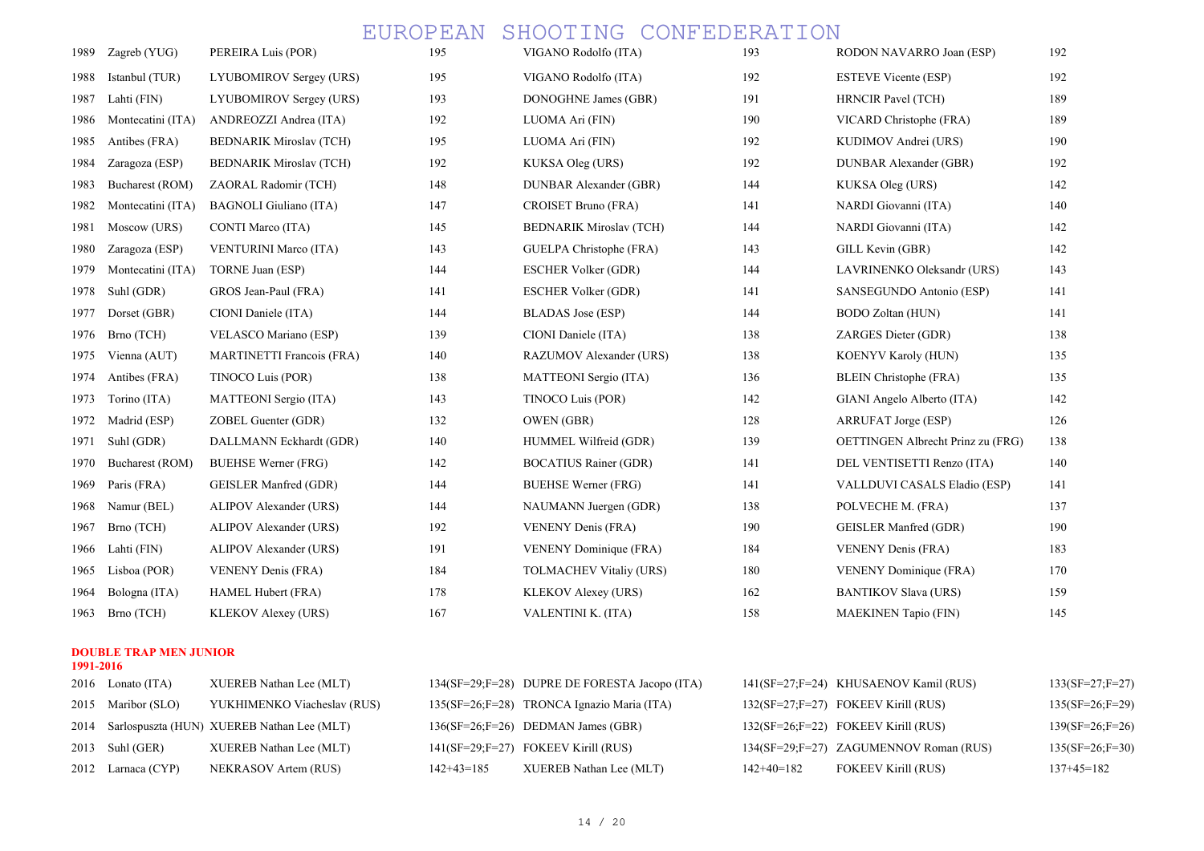| | | | | | | | |
|---|---|---|---|---|---|---|---|
| 1989 | Zagreb (YUG) | PEREIRA Luis (POR) | 195 | VIGANO Rodolfo (ITA) | 193 | RODON NAVARRO Joan (ESP) | 192 |
| 1988 | Istanbul (TUR) | LYUBOMIROV Sergey (URS) | 195 | VIGANO Rodolfo (ITA) | 192 | ESTEVE Vicente (ESP) | 192 |
| 1987 | Lahti (FIN) | LYUBOMIROV Sergey (URS) | 193 | DONOGHNE James (GBR) | 191 | HRNCIR Pavel (TCH) | 189 |
| 1986 | Montecatini (ITA) | ANDREOZZI Andrea (ITA) | 192 | LUOMA Ari (FIN) | 190 | VICARD Christophe (FRA) | 189 |
| 1985 | Antibes (FRA) | BEDNARIK Miroslav (TCH) | 195 | LUOMA Ari (FIN) | 192 | KUDIMOV Andrei (URS) | 190 |
| 1984 | Zaragoza (ESP) | BEDNARIK Miroslav (TCH) | 192 | KUKSA Oleg (URS) | 192 | DUNBAR Alexander (GBR) | 192 |
| 1983 | Bucharest (ROM) | ZAORAL Radomir (TCH) | 148 | DUNBAR Alexander (GBR) | 144 | KUKSA Oleg (URS) | 142 |
| 1982 | Montecatini (ITA) | BAGNOLI Giuliano (ITA) | 147 | CROISET Bruno (FRA) | 141 | NARDI Giovanni (ITA) | 140 |
| 1981 | Moscow (URS) | CONTI Marco (ITA) | 145 | BEDNARIK Miroslav (TCH) | 144 | NARDI Giovanni (ITA) | 142 |
| 1980 | Zaragoza (ESP) | VENTURINI Marco (ITA) | 143 | GUELPA Christophe (FRA) | 143 | GILL Kevin (GBR) | 142 |
| 1979 | Montecatini (ITA) | TORNE Juan (ESP) | 144 | ESCHER Volker (GDR) | 144 | LAVRINENKO Oleksandr (URS) | 143 |
| 1978 | Suhl (GDR) | GROS Jean-Paul (FRA) | 141 | ESCHER Volker (GDR) | 141 | SANSEGUNDO Antonio (ESP) | 141 |
| 1977 | Dorset (GBR) | CIONI Daniele (ITA) | 144 | BLADAS Jose (ESP) | 144 | BODO Zoltan (HUN) | 141 |
| 1976 | Brno (TCH) | VELASCO Mariano (ESP) | 139 | CIONI Daniele (ITA) | 138 | ZARGES Dieter (GDR) | 138 |
| 1975 | Vienna (AUT) | MARTINETTI Francois (FRA) | 140 | RAZUMOV Alexander (URS) | 138 | KOENYV Karoly (HUN) | 135 |
| 1974 | Antibes (FRA) | TINOCO Luis (POR) | 138 | MATTEONI Sergio (ITA) | 136 | BLEIN Christophe (FRA) | 135 |
| 1973 | Torino (ITA) | MATTEONI Sergio (ITA) | 143 | TINOCO Luis (POR) | 142 | GIANI Angelo Alberto (ITA) | 142 |
| 1972 | Madrid (ESP) | ZOBEL Guenter (GDR) | 132 | OWEN (GBR) | 128 | ARRUFAT Jorge (ESP) | 126 |
| 1971 | Suhl (GDR) | DALLMANN Eckhardt (GDR) | 140 | HUMMEL Wilfreid (GDR) | 139 | OETTINGEN Albrecht Prinz zu (FRG) | 138 |
| 1970 | Bucharest (ROM) | BUEHSE Werner (FRG) | 142 | BOCATIUS Rainer (GDR) | 141 | DEL VENTISETTI Renzo (ITA) | 140 |
| 1969 | Paris (FRA) | GEISLER Manfred (GDR) | 144 | BUEHSE Werner (FRG) | 141 | VALLDUVI CASALS Eladio (ESP) | 141 |
| 1968 | Namur (BEL) | ALIPOV Alexander (URS) | 144 | NAUMANN Juergen (GDR) | 138 | POLVECHE M. (FRA) | 137 |
| 1967 | Brno (TCH) | ALIPOV Alexander (URS) | 192 | VENENY Denis (FRA) | 190 | GEISLER Manfred (GDR) | 190 |
| 1966 | Lahti (FIN) | ALIPOV Alexander (URS) | 191 | VENENY Dominique (FRA) | 184 | VENENY Denis (FRA) | 183 |
| 1965 | Lisboa (POR) | VENENY Denis (FRA) | 184 | TOLMACHEV Vitaliy (URS) | 180 | VENENY Dominique (FRA) | 170 |
| 1964 | Bologna (ITA) | HAMEL Hubert (FRA) | 178 | KLEKOV Alexey (URS) | 162 | BANTIKOV Slava (URS) | 159 |
| 1963 | Brno (TCH) | KLEKOV Alexey (URS) | 167 | VALENTINI K. (ITA) | 158 | MAEKINEN Tapio (FIN) | 145 |

**DOUBLE TRAP MEN JUNIOR**
**1991-2016**

| | | | | | | | |
|---|---|---|---|---|---|---|---|
| 2016 | Lonato (ITA) | XUEREB Nathan Lee (MLT) | 134(SF=29;F=28) | DUPRE DE FORESTA Jacopo (ITA) | 141(SF=27;F=24) | KHUSAENOV Kamil (RUS) | 133(SF=27;F=27) |
| 2015 | Maribor (SLO) | YUKHIMENKO Viacheslav (RUS) | 135(SF=26;F=28) | TRONCA Ignazio Maria (ITA) | 132(SF=27;F=27) | FOKEEV Kirill (RUS) | 135(SF=26;F=29) |
| 2014 | Sarlospuszta (HUN) | XUEREB Nathan Lee (MLT) | 136(SF=26;F=26) | DEDMAN James (GBR) | 132(SF=26;F=22) | FOKEEV Kirill (RUS) | 139(SF=26;F=26) |
| 2013 | Suhl (GER) | XUEREB Nathan Lee (MLT) | 141(SF=29;F=27) | FOKEEV Kirill (RUS) | 134(SF=29;F=27) | ZAGUMENNOV Roman (RUS) | 135(SF=26;F=30) |
| 2012 | Larnaca (CYP) | NEKRASOV Artem (RUS) | 142+43=185 | XUEREB Nathan Lee (MLT) | 142+40=182 | FOKEEV Kirill (RUS) | 137+45=182 |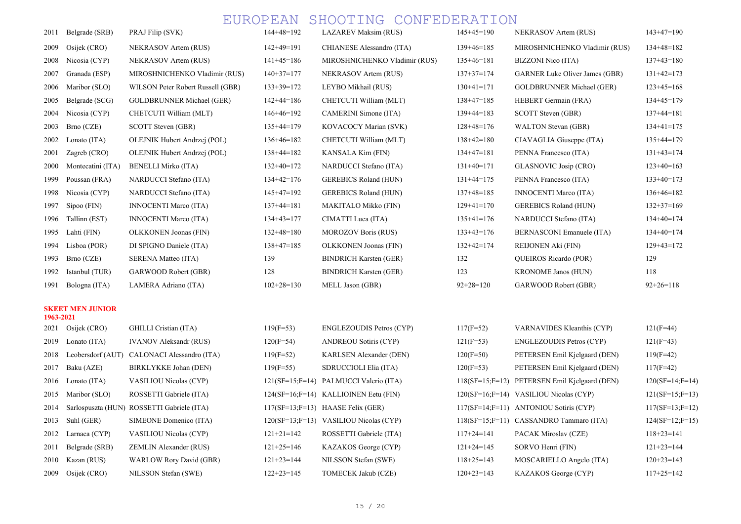| | | | | | | | |
|---|---|---|---|---|---|---|---|
| 2011 | Belgrade (SRB) | PRAJ Filip (SVK) | 144+48=192 | LAZAREV Maksim (RUS) | 145+45=190 | NEKRASOV Artem (RUS) | 143+47=190 |
| 2009 | Osijek (CRO) | NEKRASOV Artem (RUS) | 142+49=191 | CHIANESE Alessandro (ITA) | 139+46=185 | MIROSHNICHENKO Vladimir (RUS) | 134+48=182 |
| 2008 | Nicosia (CYP) | NEKRASOV Artem (RUS) | 141+45=186 | MIROSHNICHENKO Vladimir (RUS) | 135+46=181 | BIZZONI Nico (ITA) | 137+43=180 |
| 2007 | Granada (ESP) | MIROSHNICHENKO Vladimir (RUS) | 140+37=177 | NEKRASOV Artem (RUS) | 137+37=174 | GARNER Luke Oliver James (GBR) | 131+42=173 |
| 2006 | Maribor (SLO) | WILSON Peter Robert Russell (GBR) | 133+39=172 | LEYBO Mikhail (RUS) | 130+41=171 | GOLDBRUNNER Michael (GER) | 123+45=168 |
| 2005 | Belgrade (SCG) | GOLDBRUNNER Michael (GER) | 142+44=186 | CHETCUTI William (MLT) | 138+47=185 | HEBERT Germain (FRA) | 134+45=179 |
| 2004 | Nicosia (CYP) | CHETCUTI William (MLT) | 146+46=192 | CAMERINI Simone (ITA) | 139+44=183 | SCOTT Steven (GBR) | 137+44=181 |
| 2003 | Brno (CZE) | SCOTT Steven (GBR) | 135+44=179 | KOVACOCY Marian (SVK) | 128+48=176 | WALTON Stevan (GBR) | 134+41=175 |
| 2002 | Lonato (ITA) | OLEJNIK Hubert Andrzej (POL) | 136+46=182 | CHETCUTI William (MLT) | 138+42=180 | CIAVAGLIA Giuseppe (ITA) | 135+44=179 |
| 2001 | Zagreb (CRO) | OLEJNIK Hubert Andrzej (POL) | 138+44=182 | KANSALA Kim (FIN) | 134+47=181 | PENNA Francesco (ITA) | 131+43=174 |
| 2000 | Montecatini (ITA) | BENELLI Mirko (ITA) | 132+40=172 | NARDUCCI Stefano (ITA) | 131+40=171 | GLASNOVIC Josip (CRO) | 123+40=163 |
| 1999 | Poussan (FRA) | NARDUCCI Stefano (ITA) | 134+42=176 | GEREBICS Roland (HUN) | 131+44=175 | PENNA Francesco (ITA) | 133+40=173 |
| 1998 | Nicosia (CYP) | NARDUCCI Stefano (ITA) | 145+47=192 | GEREBICS Roland (HUN) | 137+48=185 | INNOCENTI Marco (ITA) | 136+46=182 |
| 1997 | Sipoo (FIN) | INNOCENTI Marco (ITA) | 137+44=181 | MAKITALO Mikko (FIN) | 129+41=170 | GEREBICS Roland (HUN) | 132+37=169 |
| 1996 | Tallinn (EST) | INNOCENTI Marco (ITA) | 134+43=177 | CIMATTI Luca (ITA) | 135+41=176 | NARDUCCI Stefano (ITA) | 134+40=174 |
| 1995 | Lahti (FIN) | OLKKONEN Joonas (FIN) | 132+48=180 | MOROZOV Boris (RUS) | 133+43=176 | BERNASCONI Emanuele (ITA) | 134+40=174 |
| 1994 | Lisboa (POR) | DI SPIGNO Daniele (ITA) | 138+47=185 | OLKKONEN Joonas (FIN) | 132+42=174 | REIJONEN Aki (FIN) | 129+43=172 |
| 1993 | Brno (CZE) | SERENA Matteo (ITA) | 139 | BINDRICH Karsten (GER) | 132 | QUEIROS Ricardo (POR) | 129 |
| 1992 | Istanbul (TUR) | GARWOOD Robert (GBR) | 128 | BINDRICH Karsten (GER) | 123 | KRONOME Janos (HUN) | 118 |
| 1991 | Bologna (ITA) | LAMERA Adriano (ITA) | 102+28=130 | MELL Jason (GBR) | 92+28=120 | GARWOOD Robert (GBR) | 92+26=118 |

**SKEET MEN JUNIOR**
**1963-2021**

| | | | | | | | |
|---|---|---|---|---|---|---|---|
| 2021 | Osijek (CRO) | GHILLI Cristian (ITA) | 119(F=53) | ENGLEZOUDIS Petros (CYP) | 117(F=52) | VARNAVIDES Kleanthis (CYP) | 121(F=44) |
| 2019 | Lonato (ITA) | IVANOV Aleksandr (RUS) | 120(F=54) | ANDREOU Sotiris (CYP) | 121(F=53) | ENGLEZOUDIS Petros (CYP) | 121(F=43) |
| 2018 | Leobersdorf (AUT) | CALONACI Alessandro (ITA) | 119(F=52) | KARLSEN Alexander (DEN) | 120(F=50) | PETERSEN Emil Kjelgaard (DEN) | 119(F=42) |
| 2017 | Baku (AZE) | BIRKLYKKE Johan (DEN) | 119(F=55) | SDRUCCIOLI Elia (ITA) | 120(F=53) | PETERSEN Emil Kjelgaard (DEN) | 117(F=42) |
| 2016 | Lonato (ITA) | VASILIOU Nicolas (CYP) | 121(SF=15;F=14) | PALMUCCI Valerio (ITA) | 118(SF=15;F=12) | PETERSEN Emil Kjelgaard (DEN) | 120(SF=14;F=14) |
| 2015 | Maribor (SLO) | ROSSETTI Gabriele (ITA) | 124(SF=16;F=14) | KALLIOINEN Eetu (FIN) | 120(SF=16;F=14) | VASILIOU Nicolas (CYP) | 121(SF=15;F=13) |
| 2014 | Sarlospuszta (HUN) | ROSSETTI Gabriele (ITA) | 117(SF=13;F=13) | HAASE Felix (GER) | 117(SF=14;F=11) | ANTONIOU Sotiris (CYP) | 117(SF=13;F=12) |
| 2013 | Suhl (GER) | SIMEONE Domenico (ITA) | 120(SF=13;F=13) | VASILIOU Nicolas (CYP) | 118(SF=15;F=11) | CASSANDRO Tammaro (ITA) | 124(SF=12;F=15) |
| 2012 | Larnaca (CYP) | VASILIOU Nicolas (CYP) | 121+21=142 | ROSSETTI Gabriele (ITA) | 117+24=141 | PACAK Miroslav (CZE) | 118+23=141 |
| 2011 | Belgrade (SRB) | ZEMLIN Alexander (RUS) | 121+25=146 | KAZAKOS George (CYP) | 121+24=145 | SORVO Henri (FIN) | 121+23=144 |
| 2010 | Kazan (RUS) | WARLOW Rory David (GBR) | 121+23=144 | NILSSON Stefan (SWE) | 118+25=143 | MOSCARIELLO Angelo (ITA) | 120+23=143 |
| 2009 | Osijek (CRO) | NILSSON Stefan (SWE) | 122+23=145 | TOMECEK Jakub (CZE) | 120+23=143 | KAZAKOS George (CYP) | 117+25=142 |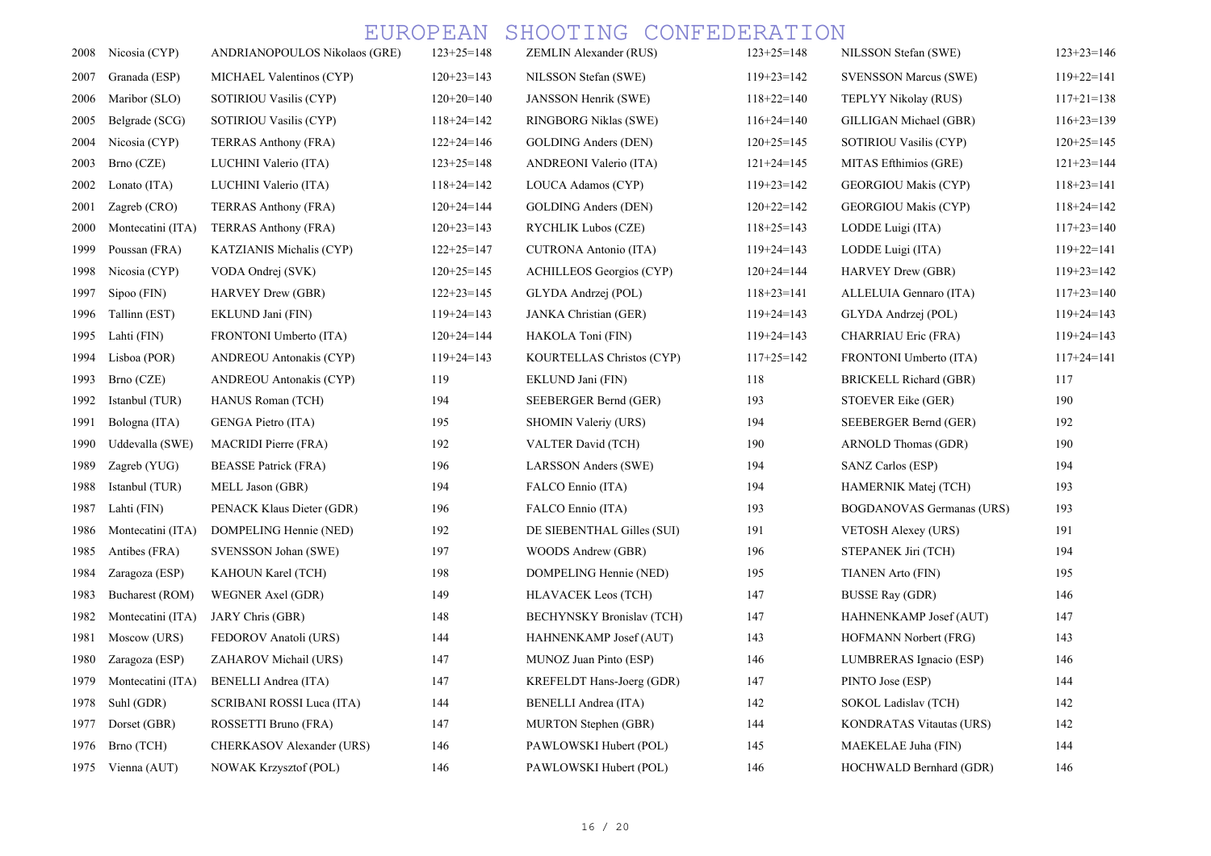# EUROPEAN SHOOTING CONFEDERATION

| | | | | | | | |
|---|---|---|---|---|---|---|---|
| 2008 | Nicosia (CYP) | ANDRIANOPOULOS Nikolaos (GRE) | 123+25=148 | ZEMLIN Alexander (RUS) | 123+25=148 | NILSSON Stefan (SWE) | 123+23=146 |
| 2007 | Granada (ESP) | MICHAEL Valentinos (CYP) | 120+23=143 | NILSSON Stefan (SWE) | 119+23=142 | SVENSSON Marcus (SWE) | 119+22=141 |
| 2006 | Maribor (SLO) | SOTIRIOU Vasilis (CYP) | 120+20=140 | JANSSON Henrik (SWE) | 118+22=140 | TEPLYY Nikolay (RUS) | 117+21=138 |
| 2005 | Belgrade (SCG) | SOTIRIOU Vasilis (CYP) | 118+24=142 | RINGBORG Niklas (SWE) | 116+24=140 | GILLIGAN Michael (GBR) | 116+23=139 |
| 2004 | Nicosia (CYP) | TERRAS Anthony (FRA) | 122+24=146 | GOLDING Anders (DEN) | 120+25=145 | SOTIRIOU Vasilis (CYP) | 120+25=145 |
| 2003 | Brno (CZE) | LUCHINI Valerio (ITA) | 123+25=148 | ANDREONI Valerio (ITA) | 121+24=145 | MITAS Efthimios (GRE) | 121+23=144 |
| 2002 | Lonato (ITA) | LUCHINI Valerio (ITA) | 118+24=142 | LOUCA Adamos (CYP) | 119+23=142 | GEORGIOU Makis (CYP) | 118+23=141 |
| 2001 | Zagreb (CRO) | TERRAS Anthony (FRA) | 120+24=144 | GOLDING Anders (DEN) | 120+22=142 | GEORGIOU Makis (CYP) | 118+24=142 |
| 2000 | Montecatini (ITA) | TERRAS Anthony (FRA) | 120+23=143 | RYCHLIK Lubos (CZE) | 118+25=143 | LODDE Luigi (ITA) | 117+23=140 |
| 1999 | Poussan (FRA) | KATZIANIS Michalis (CYP) | 122+25=147 | CUTRONA Antonio (ITA) | 119+24=143 | LODDE Luigi (ITA) | 119+22=141 |
| 1998 | Nicosia (CYP) | VODA Ondrej (SVK) | 120+25=145 | ACHILLEOS Georgios (CYP) | 120+24=144 | HARVEY Drew (GBR) | 119+23=142 |
| 1997 | Sipoo (FIN) | HARVEY Drew (GBR) | 122+23=145 | GLYDA Andrzej (POL) | 118+23=141 | ALLELUIA Gennaro (ITA) | 117+23=140 |
| 1996 | Tallinn (EST) | EKLUND Jani (FIN) | 119+24=143 | JANKA Christian (GER) | 119+24=143 | GLYDA Andrzej (POL) | 119+24=143 |
| 1995 | Lahti (FIN) | FRONTONI Umberto (ITA) | 120+24=144 | HAKOLA Toni (FIN) | 119+24=143 | CHARRIAU Eric (FRA) | 119+24=143 |
| 1994 | Lisboa (POR) | ANDREOU Antonakis (CYP) | 119+24=143 | KOURTELLAS Christos (CYP) | 117+25=142 | FRONTONI Umberto (ITA) | 117+24=141 |
| 1993 | Brno (CZE) | ANDREOU Antonakis (CYP) | 119 | EKLUND Jani (FIN) | 118 | BRICKELL Richard (GBR) | 117 |
| 1992 | Istanbul (TUR) | HANUS Roman (TCH) | 194 | SEEBERGER Bernd (GER) | 193 | STOEVER Eike (GER) | 190 |
| 1991 | Bologna (ITA) | GENGA Pietro (ITA) | 195 | SHOMIN Valeriy (URS) | 194 | SEEBERGER Bernd (GER) | 192 |
| 1990 | Uddevalla (SWE) | MACRIDI Pierre (FRA) | 192 | VALTER David (TCH) | 190 | ARNOLD Thomas (GDR) | 190 |
| 1989 | Zagreb (YUG) | BEASSE Patrick (FRA) | 196 | LARSSON Anders (SWE) | 194 | SANZ Carlos (ESP) | 194 |
| 1988 | Istanbul (TUR) | MELL Jason (GBR) | 194 | FALCO Ennio (ITA) | 194 | HAMERNIK Matej (TCH) | 193 |
| 1987 | Lahti (FIN) | PENACK Klaus Dieter (GDR) | 196 | FALCO Ennio (ITA) | 193 | BOGDANOVAS Germanas (URS) | 193 |
| 1986 | Montecatini (ITA) | DOMPELING Hennie (NED) | 192 | DE SIEBENTHAL Gilles (SUI) | 191 | VETOSH Alexey (URS) | 191 |
| 1985 | Antibes (FRA) | SVENSSON Johan (SWE) | 197 | WOODS Andrew (GBR) | 196 | STEPANEK Jiri (TCH) | 194 |
| 1984 | Zaragoza (ESP) | KAHOUN Karel (TCH) | 198 | DOMPELING Hennie (NED) | 195 | TIANEN Arto (FIN) | 195 |
| 1983 | Bucharest (ROM) | WEGNER Axel (GDR) | 149 | HLAVACEK Leos (TCH) | 147 | BUSSE Ray (GDR) | 146 |
| 1982 | Montecatini (ITA) | JARY Chris (GBR) | 148 | BECHYNSKY Bronislav (TCH) | 147 | HAHNENKAMP Josef (AUT) | 147 |
| 1981 | Moscow (URS) | FEDOROV Anatoli (URS) | 144 | HAHNENKAMP Josef (AUT) | 143 | HOFMANN Norbert (FRG) | 143 |
| 1980 | Zaragoza (ESP) | ZAHAROV Michail (URS) | 147 | MUNOZ Juan Pinto (ESP) | 146 | LUMBRERAS Ignacio (ESP) | 146 |
| 1979 | Montecatini (ITA) | BENELLI Andrea (ITA) | 147 | KREFELDT Hans-Joerg (GDR) | 147 | PINTO Jose (ESP) | 144 |
| 1978 | Suhl (GDR) | SCRIBANI ROSSI Luca (ITA) | 144 | BENELLI Andrea (ITA) | 142 | SOKOL Ladislav (TCH) | 142 |
| 1977 | Dorset (GBR) | ROSSETTI Bruno (FRA) | 147 | MURTON Stephen (GBR) | 144 | KONDRATAS Vitautas (URS) | 142 |
| 1976 | Brno (TCH) | CHERKASOV Alexander (URS) | 146 | PAWLOWSKI Hubert (POL) | 145 | MAEKELAE Juha (FIN) | 144 |
| 1975 | Vienna (AUT) | NOWAK Krzysztof (POL) | 146 | PAWLOWSKI Hubert (POL) | 146 | HOCHWALD Bernhard (GDR) | 146 |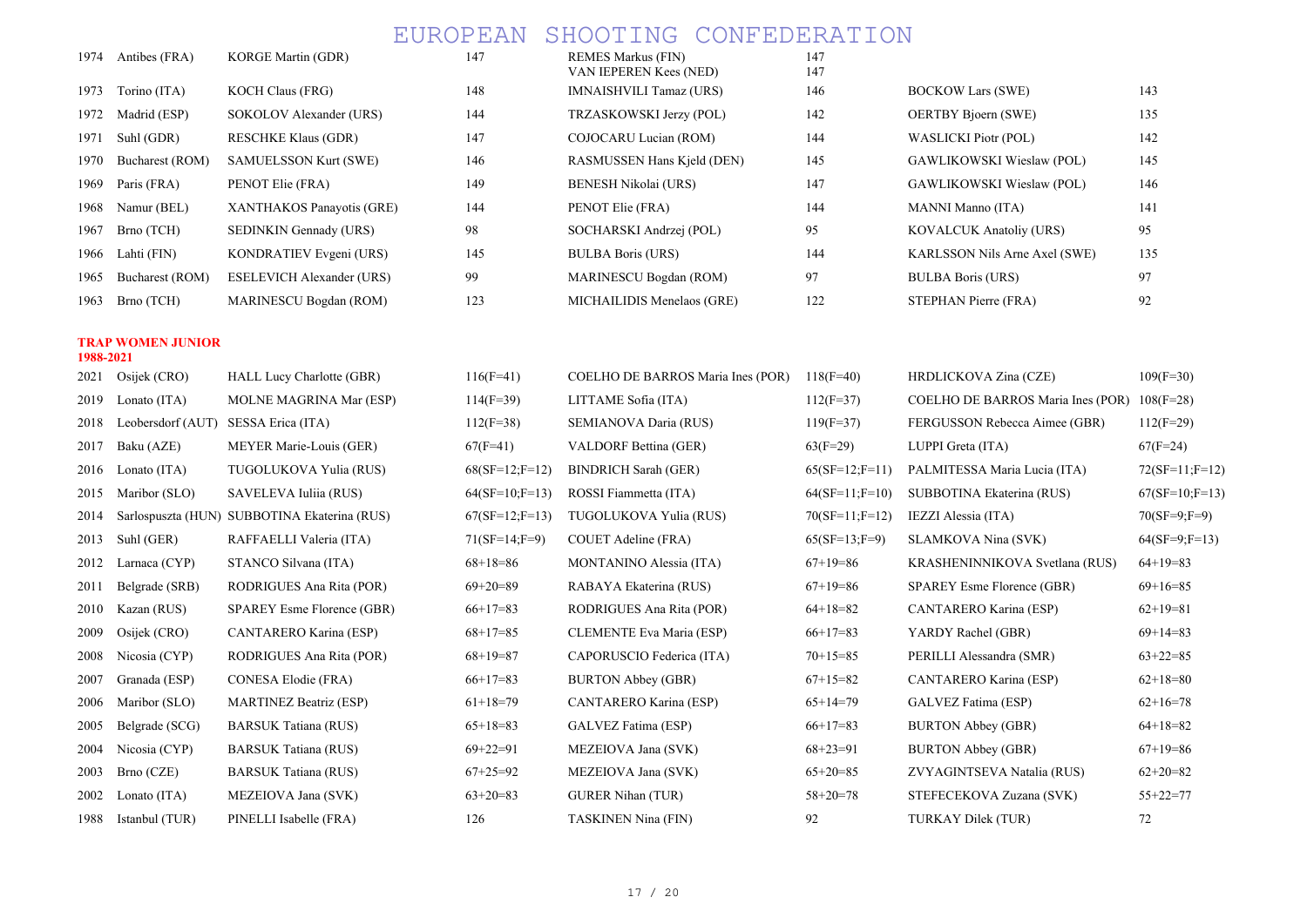| | | | | | | | |
|---|---|---|---|---|---|---|---|
| 1974 | Antibes (FRA) | KORGE Martin (GDR) | 147 | REMES Markus (FIN)<br>VAN IEPEREN Kees (NED) | 147<br>147 | | |
| 1973 | Torino (ITA) | KOCH Claus (FRG) | 148 | IMNAISHVILI Tamaz (URS) | 146 | BOCKOW Lars (SWE) | 143 |
| 1972 | Madrid (ESP) | SOKOLOV Alexander (URS) | 144 | TRZASKOWSKI Jerzy (POL) | 142 | OERTBY Bjoern (SWE) | 135 |
| 1971 | Suhl (GDR) | RESCHKE Klaus (GDR) | 147 | COJOCARU Lucian (ROM) | 144 | WASLICKI Piotr (POL) | 142 |
| 1970 | Bucharest (ROM) | SAMUELSSON Kurt (SWE) | 146 | RASMUSSEN Hans Kjeld (DEN) | 145 | GAWLIKOWSKI Wieslaw (POL) | 145 |
| 1969 | Paris (FRA) | PENOT Elie (FRA) | 149 | BENESH Nikolai (URS) | 147 | GAWLIKOWSKI Wieslaw (POL) | 146 |
| 1968 | Namur (BEL) | XANTHAKOS Panayotis (GRE) | 144 | PENOT Elie (FRA) | 144 | MANNI Manno (ITA) | 141 |
| 1967 | Brno (TCH) | SEDINKIN Gennady (URS) | 98 | SOCHARSKI Andrzej (POL) | 95 | KOVALCUK Anatoliy (URS) | 95 |
| 1966 | Lahti (FIN) | KONDRATIEV Evgeni (URS) | 145 | BULBA Boris (URS) | 144 | KARLSSON Nils Arne Axel (SWE) | 135 |
| 1965 | Bucharest (ROM) | ESELEVICH Alexander (URS) | 99 | MARINESCU Bogdan (ROM) | 97 | BULBA Boris (URS) | 97 |
| 1963 | Brno (TCH) | MARINESCU Bogdan (ROM) | 123 | MICHAILIDIS Menelaos (GRE) | 122 | STEPHAN Pierre (FRA) | 92 |

**TRAP WOMEN JUNIOR**
**1988-2021**

| | | | | | | | |
|---|---|---|---|---|---|---|---|
| 2021 | Osijek (CRO) | HALL Lucy Charlotte (GBR) | 116(F=41) | COELHO DE BARROS Maria Ines (POR) | 118(F=40) | HRDLICKOVA Zina (CZE) | 109(F=30) |
| 2019 | Lonato (ITA) | MOLNE MAGRINA Mar (ESP) | 114(F=39) | LITTAME Sofia (ITA) | 112(F=37) | COELHO DE BARROS Maria Ines (POR) | 108(F=28) |
| 2018 | Leobersdorf (AUT) | SESSA Erica (ITA) | 112(F=38) | SEMIANOVA Daria (RUS) | 119(F=37) | FERGUSSON Rebecca Aimee (GBR) | 112(F=29) |
| 2017 | Baku (AZE) | MEYER Marie-Louis (GER) | 67(F=41) | VALDORF Bettina (GER) | 63(F=29) | LUPPI Greta (ITA) | 67(F=24) |
| 2016 | Lonato (ITA) | TUGOLUKOVA Yulia (RUS) | 68(SF=12;F=12) | BINDRICH Sarah (GER) | 65(SF=12;F=11) | PALMITESSA Maria Lucia (ITA) | 72(SF=11;F=12) |
| 2015 | Maribor (SLO) | SAVELEVA Iuliia (RUS) | 64(SF=10;F=13) | ROSSI Fiammetta (ITA) | 64(SF=11;F=10) | SUBBOTINA Ekaterina (RUS) | 67(SF=10;F=13) |
| 2014 | Sarlospuszta (HUN) | SUBBOTINA Ekaterina (RUS) | 67(SF=12;F=13) | TUGOLUKOVA Yulia (RUS) | 70(SF=11;F=12) | IEZZI Alessia (ITA) | 70(SF=9;F=9) |
| 2013 | Suhl (GER) | RAFFAELLI Valeria (ITA) | 71(SF=14;F=9) | COUET Adeline (FRA) | 65(SF=13;F=9) | SLAMKOVA Nina (SVK) | 64(SF=9;F=13) |
| 2012 | Larnaca (CYP) | STANCO Silvana (ITA) | 68+18=86 | MONTANINO Alessia (ITA) | 67+19=86 | KRASHENINNIKOVA Svetlana (RUS) | 64+19=83 |
| 2011 | Belgrade (SRB) | RODRIGUES Ana Rita (POR) | 69+20=89 | RABAYA Ekaterina (RUS) | 67+19=86 | SPAREY Esme Florence (GBR) | 69+16=85 |
| 2010 | Kazan (RUS) | SPAREY Esme Florence (GBR) | 66+17=83 | RODRIGUES Ana Rita (POR) | 64+18=82 | CANTARERO Karina (ESP) | 62+19=81 |
| 2009 | Osijek (CRO) | CANTARERO Karina (ESP) | 68+17=85 | CLEMENTE Eva Maria (ESP) | 66+17=83 | YARDY Rachel (GBR) | 69+14=83 |
| 2008 | Nicosia (CYP) | RODRIGUES Ana Rita (POR) | 68+19=87 | CAPORUSCIO Federica (ITA) | 70+15=85 | PERILLI Alessandra (SMR) | 63+22=85 |
| 2007 | Granada (ESP) | CONESA Elodie (FRA) | 66+17=83 | BURTON Abbey (GBR) | 67+15=82 | CANTARERO Karina (ESP) | 62+18=80 |
| 2006 | Maribor (SLO) | MARTINEZ Beatriz (ESP) | 61+18=79 | CANTARERO Karina (ESP) | 65+14=79 | GALVEZ Fatima (ESP) | 62+16=78 |
| 2005 | Belgrade (SCG) | BARSUK Tatiana (RUS) | 65+18=83 | GALVEZ Fatima (ESP) | 66+17=83 | BURTON Abbey (GBR) | 64+18=82 |
| 2004 | Nicosia (CYP) | BARSUK Tatiana (RUS) | 69+22=91 | MEZEIOVA Jana (SVK) | 68+23=91 | BURTON Abbey (GBR) | 67+19=86 |
| 2003 | Brno (CZE) | BARSUK Tatiana (RUS) | 67+25=92 | MEZEIOVA Jana (SVK) | 65+20=85 | ZVYAGINTSEVA Natalia (RUS) | 62+20=82 |
| 2002 | Lonato (ITA) | MEZEIOVA Jana (SVK) | 63+20=83 | GURER Nihan (TUR) | 58+20=78 | STEFECEKOVA Zuzana (SVK) | 55+22=77 |
| 1988 | Istanbul (TUR) | PINELLI Isabelle (FRA) | 126 | TASKINEN Nina (FIN) | 92 | TURKAY Dilek (TUR) | 72 |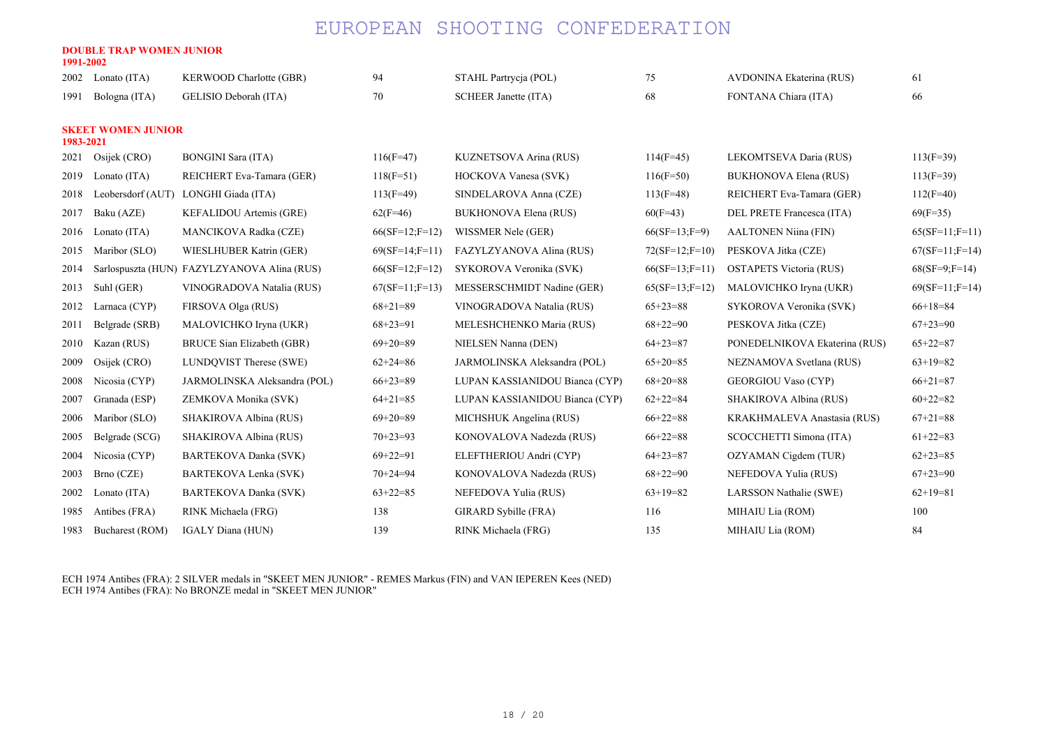### DOUBLE TRAP WOMEN JUNIOR

**1991-2002**

| Year | Venue | Gold | Score | Silver | Score | Bronze | Score |
|---|---|---|---|---|---|---|---|
| 2002 | Lonato (ITA) | KERWOOD Charlotte (GBR) | 94 | STAHL Partrycja (POL) | 75 | AVDONINA Ekaterina (RUS) | 61 |
| 1991 | Bologna (ITA) | GELISIO Deborah (ITA) | 70 | SCHEER Janette (ITA) | 68 | FONTANA Chiara (ITA) | 66 |

### SKEET WOMEN JUNIOR

**1983-2021**

| Year | Venue | Gold | Score | Silver | Score | Bronze | Score |
|---|---|---|---|---|---|---|---|
| 2021 | Osijek (CRO) | BONGINI Sara (ITA) | 116(F=47) | KUZNETSOVA Arina (RUS) | 114(F=45) | LEKOMTSEVA Daria (RUS) | 113(F=39) |
| 2019 | Lonato (ITA) | REICHERT Eva-Tamara (GER) | 118(F=51) | HOCKOVA Vanesa (SVK) | 116(F=50) | BUKHONOVA Elena (RUS) | 113(F=39) |
| 2018 | Leobersdorf (AUT) | LONGHI Giada (ITA) | 113(F=49) | SINDELAROVA Anna (CZE) | 113(F=48) | REICHERT Eva-Tamara (GER) | 112(F=40) |
| 2017 | Baku (AZE) | KEFALIDOU Artemis (GRE) | 62(F=46) | BUKHONOVA Elena (RUS) | 60(F=43) | DEL PRETE Francesca (ITA) | 69(F=35) |
| 2016 | Lonato (ITA) | MANCIKOVA Radka (CZE) | 66(SF=12;F=12) | WISSMER Nele (GER) | 66(SF=13;F=9) | AALTONEN Niina (FIN) | 65(SF=11;F=11) |
| 2015 | Maribor (SLO) | WIESLHUBER Katrin (GER) | 69(SF=14;F=11) | FAZYLZYANOVA Alina (RUS) | 72(SF=12;F=10) | PESKOVA Jitka (CZE) | 67(SF=11;F=14) |
| 2014 | Sarlospuszta (HUN) | FAZYLZYANOVA Alina (RUS) | 66(SF=12;F=12) | SYKOROVA Veronika (SVK) | 66(SF=13;F=11) | OSTAPETS Victoria (RUS) | 68(SF=9;F=14) |
| 2013 | Suhl (GER) | VINOGRADOVA Natalia (RUS) | 67(SF=11;F=13) | MESSERSCHMIDT Nadine (GER) | 65(SF=13;F=12) | MALOVICHKO Iryna (UKR) | 69(SF=11;F=14) |
| 2012 | Larnaca (CYP) | FIRSOVA Olga (RUS) | 68+21=89 | VINOGRADOVA Natalia (RUS) | 65+23=88 | SYKOROVA Veronika (SVK) | 66+18=84 |
| 2011 | Belgrade (SRB) | MALOVICHKO Iryna (UKR) | 68+23=91 | MELESHCHENKO Maria (RUS) | 68+22=90 | PESKOVA Jitka (CZE) | 67+23=90 |
| 2010 | Kazan (RUS) | BRUCE Sian Elizabeth (GBR) | 69+20=89 | NIELSEN Nanna (DEN) | 64+23=87 | PONEDELNIKOVA Ekaterina (RUS) | 65+22=87 |
| 2009 | Osijek (CRO) | LUNDQVIST Therese (SWE) | 62+24=86 | JARMOLINSKA Aleksandra (POL) | 65+20=85 | NEZNAMOVA Svetlana (RUS) | 63+19=82 |
| 2008 | Nicosia (CYP) | JARMOLINSKA Aleksandra (POL) | 66+23=89 | LUPAN KASSIANIDOU Bianca (CYP) | 68+20=88 | GEORGIOU Vaso (CYP) | 66+21=87 |
| 2007 | Granada (ESP) | ZEMKOVA Monika (SVK) | 64+21=85 | LUPAN KASSIANIDOU Bianca (CYP) | 62+22=84 | SHAKIROVA Albina (RUS) | 60+22=82 |
| 2006 | Maribor (SLO) | SHAKIROVA Albina (RUS) | 69+20=89 | MICHSHUK Angelina (RUS) | 66+22=88 | KRAKHMALEVA Anastasia (RUS) | 67+21=88 |
| 2005 | Belgrade (SCG) | SHAKIROVA Albina (RUS) | 70+23=93 | KONOVALOVA Nadezda (RUS) | 66+22=88 | SCOCCHETTI Simona (ITA) | 61+22=83 |
| 2004 | Nicosia (CYP) | BARTEKOVA Danka (SVK) | 69+22=91 | ELEFTHERIOU Andri (CYP) | 64+23=87 | OZYAMAN Cigdem (TUR) | 62+23=85 |
| 2003 | Brno (CZE) | BARTEKOVA Lenka (SVK) | 70+24=94 | KONOVALOVA Nadezda (RUS) | 68+22=90 | NEFEDOVA Yulia (RUS) | 67+23=90 |
| 2002 | Lonato (ITA) | BARTEKOVA Danka (SVK) | 63+22=85 | NEFEDOVA Yulia (RUS) | 63+19=82 | LARSSON Nathalie (SWE) | 62+19=81 |
| 1985 | Antibes (FRA) | RINK Michaela (FRG) | 138 | GIRARD Sybille (FRA) | 116 | MIHAIU Lia (ROM) | 100 |
| 1983 | Bucharest (ROM) | IGALY Diana (HUN) | 139 | RINK Michaela (FRG) | 135 | MIHAIU Lia (ROM) | 84 |

ECH 1974 Antibes (FRA): 2 SILVER medals in "SKEET MEN JUNIOR" - REMES Markus (FIN) and VAN IEPEREN Kees (NED)
ECH 1974 Antibes (FRA): No BRONZE medal in "SKEET MEN JUNIOR"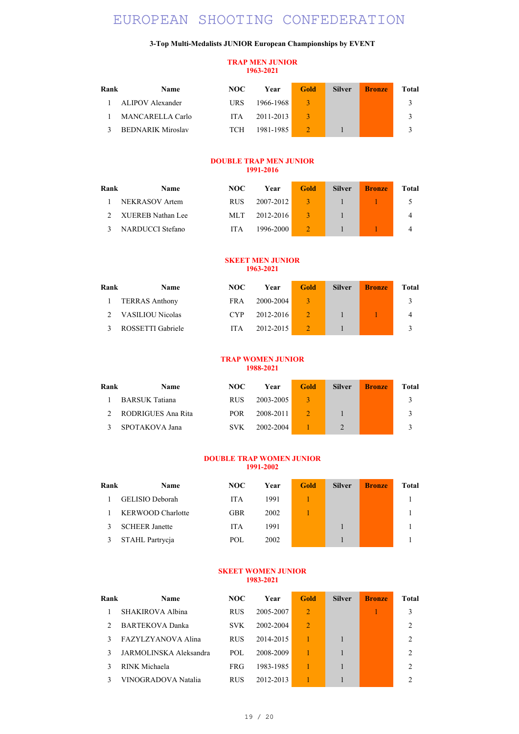# EUROPEAN SHOOTING CONFEDERATION

**3-Top Multi-Medalists JUNIOR European Championships by EVENT**

## TRAP MEN JUNIOR
**1963-2021**

| Rank | Name | NOC | Year | Gold | Silver | Bronze | Total |
|---|---|---|---|---|---|---|---|
| 1 | ALIPOV Alexander | URS | 1966-1968 | 3 | | | 3 |
| 1 | MANCARELLA Carlo | ITA | 2011-2013 | 3 | | | 3 |
| 3 | BEDNARIK Miroslav | TCH | 1981-1985 | 2 | 1 | | 3 |

## DOUBLE TRAP MEN JUNIOR
**1991-2016**

| Rank | Name | NOC | Year | Gold | Silver | Bronze | Total |
|---|---|---|---|---|---|---|---|
| 1 | NEKRASOV Artem | RUS | 2007-2012 | 3 | 1 | 1 | 5 |
| 2 | XUEREB Nathan Lee | MLT | 2012-2016 | 3 | 1 | | 4 |
| 3 | NARDUCCI Stefano | ITA | 1996-2000 | 2 | 1 | 1 | 4 |

## SKEET MEN JUNIOR
**1963-2021**

| Rank | Name | NOC | Year | Gold | Silver | Bronze | Total |
|---|---|---|---|---|---|---|---|
| 1 | TERRAS Anthony | FRA | 2000-2004 | 3 | | | 3 |
| 2 | VASILIOU Nicolas | CYP | 2012-2016 | 2 | 1 | 1 | 4 |
| 3 | ROSSETTI Gabriele | ITA | 2012-2015 | 2 | 1 | | 3 |

## TRAP WOMEN JUNIOR
**1988-2021**

| Rank | Name | NOC | Year | Gold | Silver | Bronze | Total |
|---|---|---|---|---|---|---|---|
| 1 | BARSUK Tatiana | RUS | 2003-2005 | 3 | | | 3 |
| 2 | RODRIGUES Ana Rita | POR | 2008-2011 | 2 | 1 | | 3 |
| 3 | SPOTAKOVA Jana | SVK | 2002-2004 | 1 | 2 | | 3 |

## DOUBLE TRAP WOMEN JUNIOR
**1991-2002**

| Rank | Name | NOC | Year | Gold | Silver | Bronze | Total |
|---|---|---|---|---|---|---|---|
| 1 | GELISIO Deborah | ITA | 1991 | 1 | | | 1 |
| 1 | KERWOOD Charlotte | GBR | 2002 | 1 | | | 1 |
| 3 | SCHEER Janette | ITA | 1991 | | 1 | | 1 |
| 3 | STAHL Partrycja | POL | 2002 | | 1 | | 1 |

## SKEET WOMEN JUNIOR
**1983-2021**

| Rank | Name | NOC | Year | Gold | Silver | Bronze | Total |
|---|---|---|---|---|---|---|---|
| 1 | SHAKIROVA Albina | RUS | 2005-2007 | 2 | | 1 | 3 |
| 2 | BARTEKOVA Danka | SVK | 2002-2004 | 2 | | | 2 |
| 3 | FAZYLZYANOVA Alina | RUS | 2014-2015 | 1 | 1 | | 2 |
| 3 | JARMOLINSKA Aleksandra | POL | 2008-2009 | 1 | 1 | | 2 |
| 3 | RINK Michaela | FRG | 1983-1985 | 1 | 1 | | 2 |
| 3 | VINOGRADOVA Natalia | RUS | 2012-2013 | 1 | 1 | | 2 |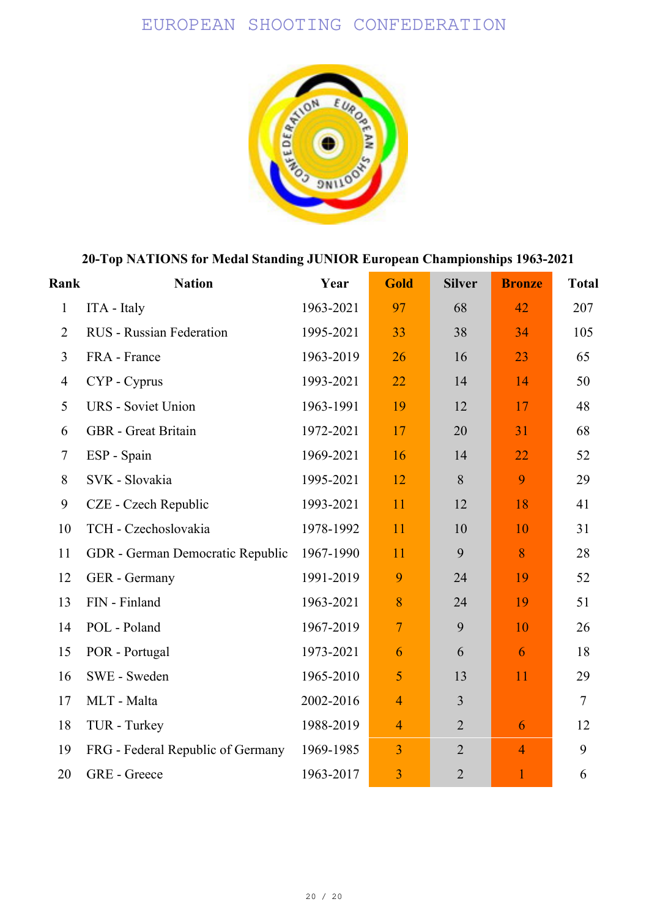EUROPEAN SHOOTING CONFEDERATION

**20-Top NATIONS for Medal Standing JUNIOR European Championships 1963-2021**

| Rank | Nation | Year | Gold | Silver | Bronze | Total |
|---|---|---|---|---|---|---|
| 1 | ITA - Italy | 1963-2021 | 97 | 68 | 42 | 207 |
| 2 | RUS - Russian Federation | 1995-2021 | 33 | 38 | 34 | 105 |
| 3 | FRA - France | 1963-2019 | 26 | 16 | 23 | 65 |
| 4 | CYP - Cyprus | 1993-2021 | 22 | 14 | 14 | 50 |
| 5 | URS - Soviet Union | 1963-1991 | 19 | 12 | 17 | 48 |
| 6 | GBR - Great Britain | 1972-2021 | 17 | 20 | 31 | 68 |
| 7 | ESP - Spain | 1969-2021 | 16 | 14 | 22 | 52 |
| 8 | SVK - Slovakia | 1995-2021 | 12 | 8 | 9 | 29 |
| 9 | CZE - Czech Republic | 1993-2021 | 11 | 12 | 18 | 41 |
| 10 | TCH - Czechoslovakia | 1978-1992 | 11 | 10 | 10 | 31 |
| 11 | GDR - German Democratic Republic | 1967-1990 | 11 | 9 | 8 | 28 |
| 12 | GER - Germany | 1991-2019 | 9 | 24 | 19 | 52 |
| 13 | FIN - Finland | 1963-2021 | 8 | 24 | 19 | 51 |
| 14 | POL - Poland | 1967-2019 | 7 | 9 | 10 | 26 |
| 15 | POR - Portugal | 1973-2021 | 6 | 6 | 6 | 18 |
| 16 | SWE - Sweden | 1965-2010 | 5 | 13 | 11 | 29 |
| 17 | MLT - Malta | 2002-2016 | 4 | 3 | | 7 |
| 18 | TUR - Turkey | 1988-2019 | 4 | 2 | 6 | 12 |
| 19 | FRG - Federal Republic of Germany | 1969-1985 | 3 | 2 | 4 | 9 |
| 20 | GRE - Greece | 1963-2017 | 3 | 2 | 1 | 6 |